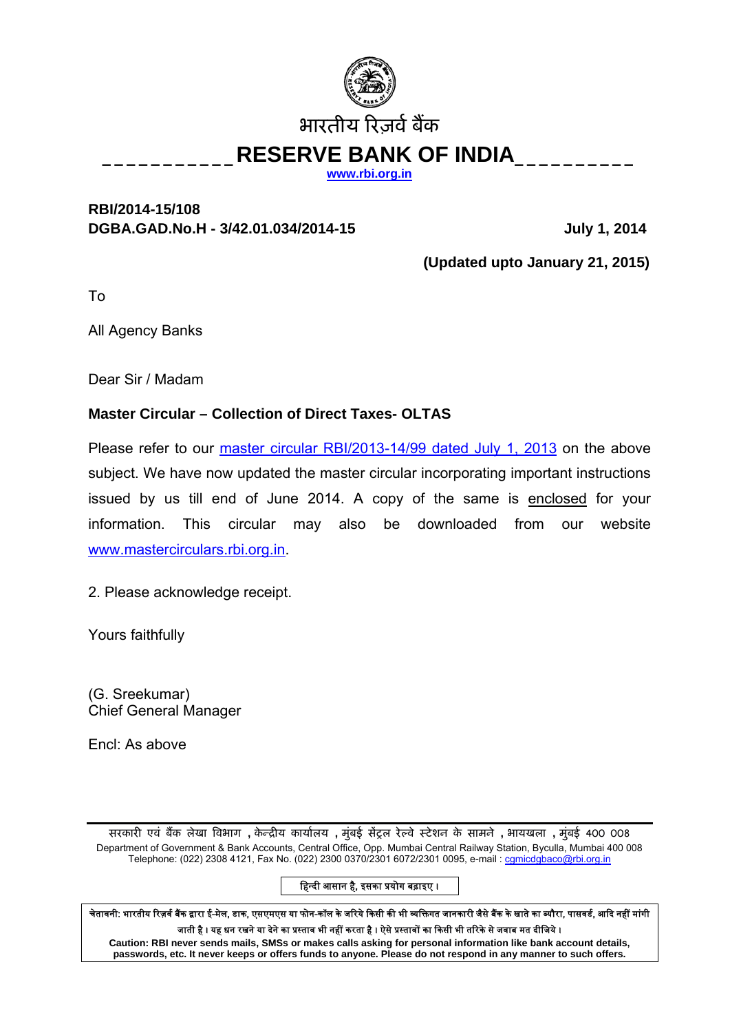भारतीय रिज़र्व बैंक

# RESERVE BANK OF INDIA

www.rbi.org.in

**RBI/2014-15/108**
**DGBA.GAD.No.H - 3/42.01.034/2014-15** **July 1, 2014**

**(Updated upto January 21, 2015)**

To

All Agency Banks

Dear Sir / Madam

**Master Circular – Collection of Direct Taxes- OLTAS**

Please refer to our master circular RBI/2013-14/99 dated July 1, 2013 on the above subject. We have now updated the master circular incorporating important instructions issued by us till end of June 2014. A copy of the same is enclosed for your information. This circular may also be downloaded from our website www.mastercirculars.rbi.org.in.

2. Please acknowledge receipt.

Yours faithfully

(G. Sreekumar)
Chief General Manager

Encl: As above

सरकारी एवं बैंक लेखा विभाग , केन्द्रीय कार्यालय , मुंबई सेंट्रल रेल्वे स्टेशन के सामने , भायखला , मुंबई 400 008
Department of Government & Bank Accounts, Central Office, Opp. Mumbai Central Railway Station, Byculla, Mumbai 400 008
Telephone: (022) 2308 4121, Fax No. (022) 2300 0370/2301 6072/2301 0095, e-mail : cgmicdgbaco@rbi.org.in

हिन्दी आसान है, इसका प्रयोग बढ़ाइए।

चेतावनी: भारतीय रिज़र्व बैंक द्वारा ई-मेल, डाक, एसएमएस या फोन-कॉल के जरिये किसी की भी व्यक्तिगत जानकारी जैसे बैंक के खाते का ब्यौरा, पासवर्ड, आदि नहीं मांगी जाती है। यह धन रखने या देने का प्रस्ताव भी नहीं करता है। ऐसे प्रस्तावों का किसी भी तरिके से जवाब मत दीजिये।
**Caution: RBI never sends mails, SMSs or makes calls asking for personal information like bank account details, passwords, etc. It never keeps or offers funds to anyone. Please do not respond in any manner to such offers.**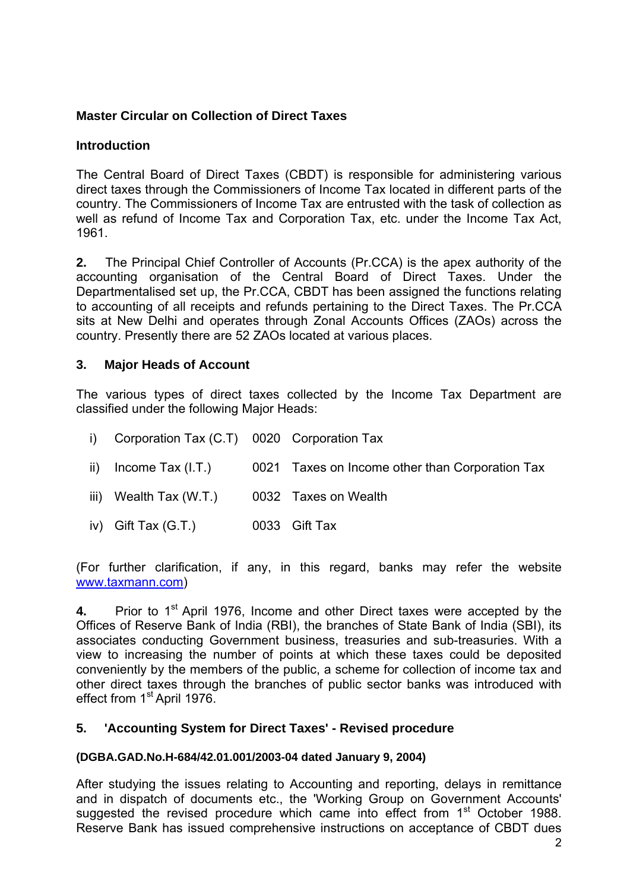**Master Circular on Collection of Direct Taxes**

**Introduction**

The Central Board of Direct Taxes (CBDT) is responsible for administering various direct taxes through the Commissioners of Income Tax located in different parts of the country. The Commissioners of Income Tax are entrusted with the task of collection as well as refund of Income Tax and Corporation Tax, etc. under the Income Tax Act, 1961.

**2.** The Principal Chief Controller of Accounts (Pr.CCA) is the apex authority of the accounting organisation of the Central Board of Direct Taxes. Under the Departmentalised set up, the Pr.CCA, CBDT has been assigned the functions relating to accounting of all receipts and refunds pertaining to the Direct Taxes. The Pr.CCA sits at New Delhi and operates through Zonal Accounts Offices (ZAOs) across the country. Presently there are 52 ZAOs located at various places.

**3. Major Heads of Account**

The various types of direct taxes collected by the Income Tax Department are classified under the following Major Heads:

| | | | |
|---|---|---|---|
| i) | Corporation Tax (C.T) | 0020 | Corporation Tax |
| ii) | Income Tax (I.T.) | 0021 | Taxes on Income other than Corporation Tax |
| iii) | Wealth Tax (W.T.) | 0032 | Taxes on Wealth |
| iv) | Gift Tax (G.T.) | 0033 | Gift Tax |

(For further clarification, if any, in this regard, banks may refer the website www.taxmann.com)

**4.** Prior to 1st April 1976, Income and other Direct taxes were accepted by the Offices of Reserve Bank of India (RBI), the branches of State Bank of India (SBI), its associates conducting Government business, treasuries and sub-treasuries. With a view to increasing the number of points at which these taxes could be deposited conveniently by the members of the public, a scheme for collection of income tax and other direct taxes through the branches of public sector banks was introduced with effect from 1st April 1976.

**5. 'Accounting System for Direct Taxes' - Revised procedure**

**(DGBA.GAD.No.H-684/42.01.001/2003-04 dated January 9, 2004)**

After studying the issues relating to Accounting and reporting, delays in remittance and in dispatch of documents etc., the 'Working Group on Government Accounts' suggested the revised procedure which came into effect from 1st October 1988. Reserve Bank has issued comprehensive instructions on acceptance of CBDT dues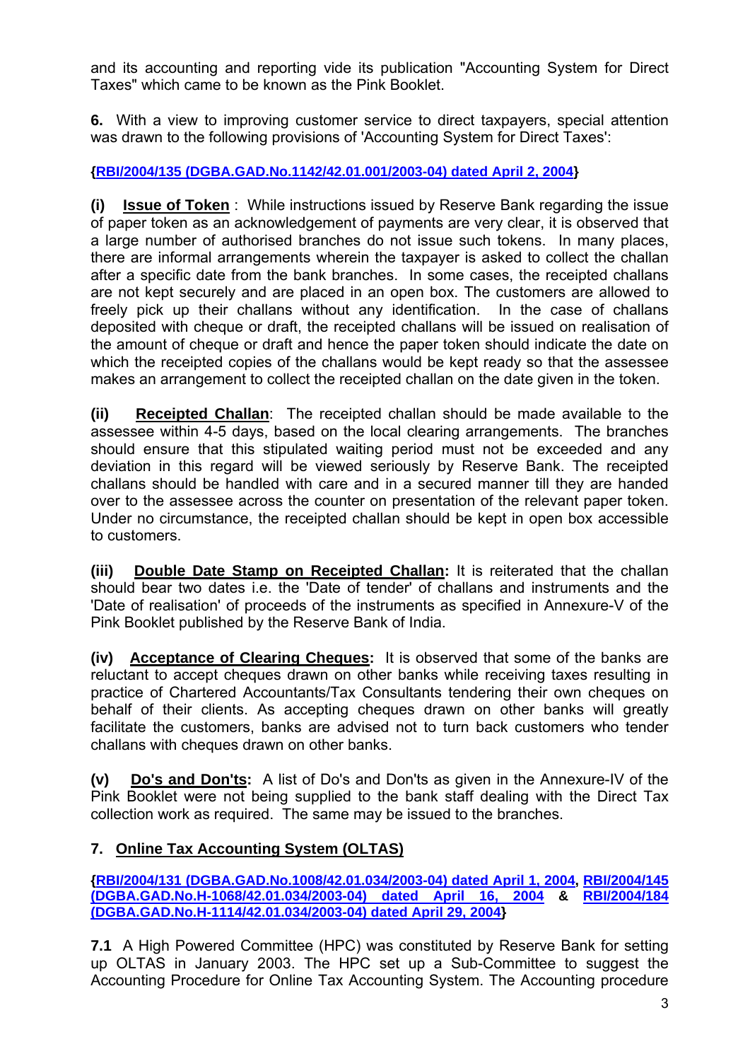and its accounting and reporting vide its publication "Accounting System for Direct Taxes" which came to be known as the Pink Booklet.

**6.** With a view to improving customer service to direct taxpayers, special attention was drawn to the following provisions of 'Accounting System for Direct Taxes':

**{RBI/2004/135 (DGBA.GAD.No.1142/42.01.001/2003-04) dated April 2, 2004}**

**(i) Issue of Token** : While instructions issued by Reserve Bank regarding the issue of paper token as an acknowledgement of payments are very clear, it is observed that a large number of authorised branches do not issue such tokens. In many places, there are informal arrangements wherein the taxpayer is asked to collect the challan after a specific date from the bank branches. In some cases, the receipted challans are not kept securely and are placed in an open box. The customers are allowed to freely pick up their challans without any identification. In the case of challans deposited with cheque or draft, the receipted challans will be issued on realisation of the amount of cheque or draft and hence the paper token should indicate the date on which the receipted copies of the challans would be kept ready so that the assessee makes an arrangement to collect the receipted challan on the date given in the token.

**(ii) Receipted Challan**: The receipted challan should be made available to the assessee within 4-5 days, based on the local clearing arrangements. The branches should ensure that this stipulated waiting period must not be exceeded and any deviation in this regard will be viewed seriously by Reserve Bank. The receipted challans should be handled with care and in a secured manner till they are handed over to the assessee across the counter on presentation of the relevant paper token. Under no circumstance, the receipted challan should be kept in open box accessible to customers.

**(iii) Double Date Stamp on Receipted Challan:** It is reiterated that the challan should bear two dates i.e. the 'Date of tender' of challans and instruments and the 'Date of realisation' of proceeds of the instruments as specified in Annexure-V of the Pink Booklet published by the Reserve Bank of India.

**(iv) Acceptance of Clearing Cheques:** It is observed that some of the banks are reluctant to accept cheques drawn on other banks while receiving taxes resulting in practice of Chartered Accountants/Tax Consultants tendering their own cheques on behalf of their clients. As accepting cheques drawn on other banks will greatly facilitate the customers, banks are advised not to turn back customers who tender challans with cheques drawn on other banks.

**(v) Do's and Don'ts:** A list of Do's and Don'ts as given in the Annexure-IV of the Pink Booklet were not being supplied to the bank staff dealing with the Direct Tax collection work as required. The same may be issued to the branches.

## 7. Online Tax Accounting System (OLTAS)

**{RBI/2004/131 (DGBA.GAD.No.1008/42.01.034/2003-04) dated April 1, 2004, RBI/2004/145 (DGBA.GAD.No.H-1068/42.01.034/2003-04) dated April 16, 2004 & RBI/2004/184 (DGBA.GAD.No.H-1114/42.01.034/2003-04) dated April 29, 2004}**

**7.1** A High Powered Committee (HPC) was constituted by Reserve Bank for setting up OLTAS in January 2003. The HPC set up a Sub-Committee to suggest the Accounting Procedure for Online Tax Accounting System. The Accounting procedure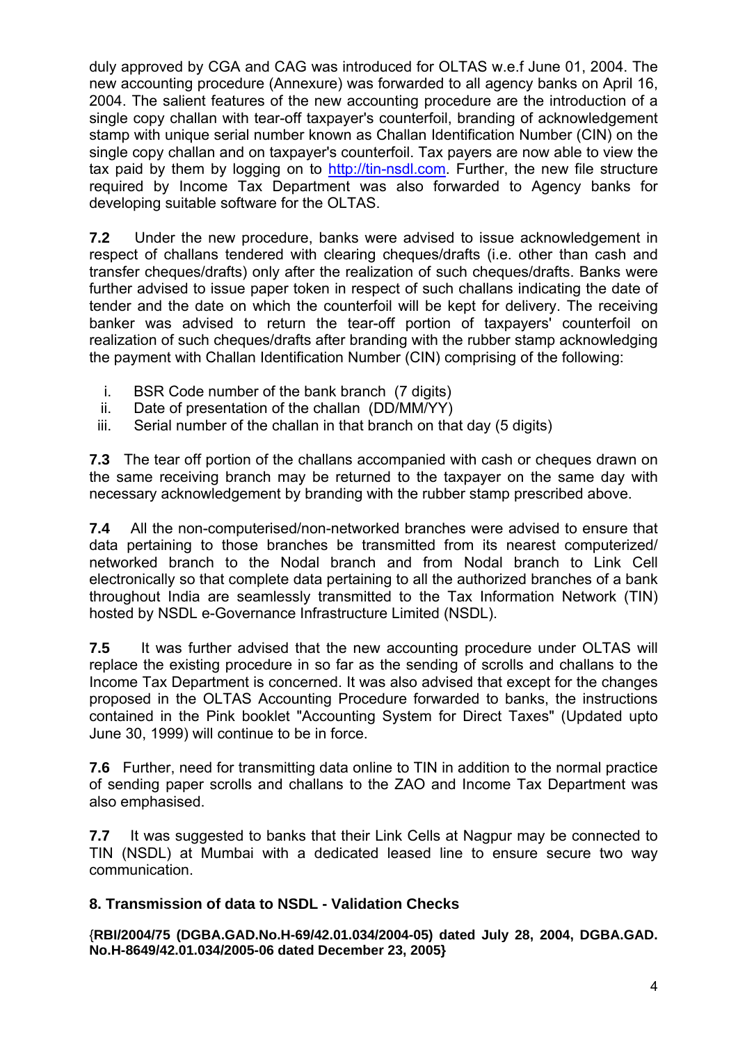duly approved by CGA and CAG was introduced for OLTAS w.e.f June 01, 2004. The new accounting procedure (Annexure) was forwarded to all agency banks on April 16, 2004. The salient features of the new accounting procedure are the introduction of a single copy challan with tear-off taxpayer's counterfoil, branding of acknowledgement stamp with unique serial number known as Challan Identification Number (CIN) on the single copy challan and on taxpayer's counterfoil. Tax payers are now able to view the tax paid by them by logging on to http://tin-nsdl.com. Further, the new file structure required by Income Tax Department was also forwarded to Agency banks for developing suitable software for the OLTAS.

**7.2** Under the new procedure, banks were advised to issue acknowledgement in respect of challans tendered with clearing cheques/drafts (i.e. other than cash and transfer cheques/drafts) only after the realization of such cheques/drafts. Banks were further advised to issue paper token in respect of such challans indicating the date of tender and the date on which the counterfoil will be kept for delivery. The receiving banker was advised to return the tear-off portion of taxpayers' counterfoil on realization of such cheques/drafts after branding with the rubber stamp acknowledging the payment with Challan Identification Number (CIN) comprising of the following:

i. BSR Code number of the bank branch (7 digits)
ii. Date of presentation of the challan (DD/MM/YY)
iii. Serial number of the challan in that branch on that day (5 digits)

**7.3** The tear off portion of the challans accompanied with cash or cheques drawn on the same receiving branch may be returned to the taxpayer on the same day with necessary acknowledgement by branding with the rubber stamp prescribed above.

**7.4** All the non-computerised/non-networked branches were advised to ensure that data pertaining to those branches be transmitted from its nearest computerized/ networked branch to the Nodal branch and from Nodal branch to Link Cell electronically so that complete data pertaining to all the authorized branches of a bank throughout India are seamlessly transmitted to the Tax Information Network (TIN) hosted by NSDL e-Governance Infrastructure Limited (NSDL).

**7.5** It was further advised that the new accounting procedure under OLTAS will replace the existing procedure in so far as the sending of scrolls and challans to the Income Tax Department is concerned. It was also advised that except for the changes proposed in the OLTAS Accounting Procedure forwarded to banks, the instructions contained in the Pink booklet "Accounting System for Direct Taxes" (Updated upto June 30, 1999) will continue to be in force.

**7.6** Further, need for transmitting data online to TIN in addition to the normal practice of sending paper scrolls and challans to the ZAO and Income Tax Department was also emphasised.

**7.7** It was suggested to banks that their Link Cells at Nagpur may be connected to TIN (NSDL) at Mumbai with a dedicated leased line to ensure secure two way communication.

## 8. Transmission of data to NSDL - Validation Checks

**{RBI/2004/75 (DGBA.GAD.No.H-69/42.01.034/2004-05) dated July 28, 2004, DGBA.GAD. No.H-8649/42.01.034/2005-06 dated December 23, 2005}**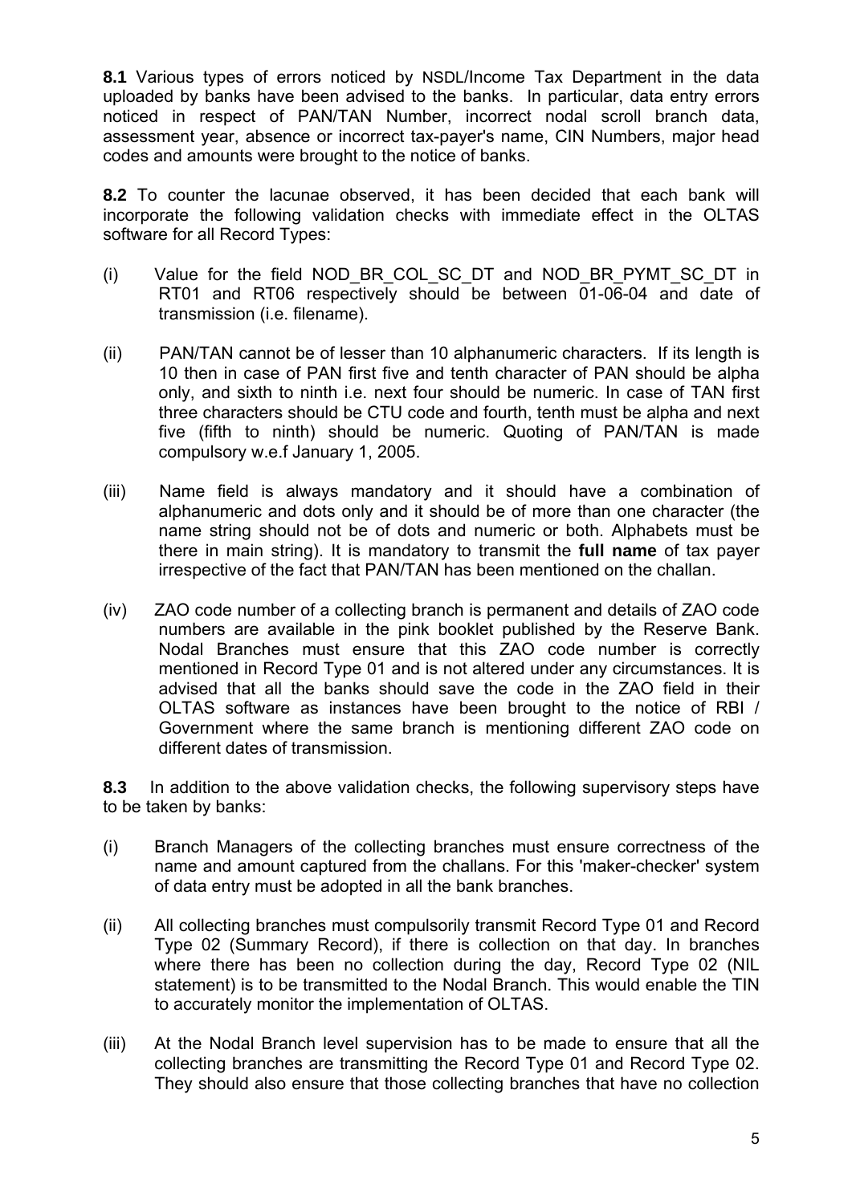**8.1** Various types of errors noticed by NSDL/Income Tax Department in the data uploaded by banks have been advised to the banks. In particular, data entry errors noticed in respect of PAN/TAN Number, incorrect nodal scroll branch data, assessment year, absence or incorrect tax-payer's name, CIN Numbers, major head codes and amounts were brought to the notice of banks.

**8.2** To counter the lacunae observed, it has been decided that each bank will incorporate the following validation checks with immediate effect in the OLTAS software for all Record Types:

(i) Value for the field NOD_BR_COL_SC_DT and NOD_BR_PYMT_SC_DT in RT01 and RT06 respectively should be between 01-06-04 and date of transmission (i.e. filename).

(ii) PAN/TAN cannot be of lesser than 10 alphanumeric characters. If its length is 10 then in case of PAN first five and tenth character of PAN should be alpha only, and sixth to ninth i.e. next four should be numeric. In case of TAN first three characters should be CTU code and fourth, tenth must be alpha and next five (fifth to ninth) should be numeric. Quoting of PAN/TAN is made compulsory w.e.f January 1, 2005.

(iii) Name field is always mandatory and it should have a combination of alphanumeric and dots only and it should be of more than one character (the name string should not be of dots and numeric or both. Alphabets must be there in main string). It is mandatory to transmit the **full name** of tax payer irrespective of the fact that PAN/TAN has been mentioned on the challan.

(iv) ZAO code number of a collecting branch is permanent and details of ZAO code numbers are available in the pink booklet published by the Reserve Bank. Nodal Branches must ensure that this ZAO code number is correctly mentioned in Record Type 01 and is not altered under any circumstances. It is advised that all the banks should save the code in the ZAO field in their OLTAS software as instances have been brought to the notice of RBI / Government where the same branch is mentioning different ZAO code on different dates of transmission.

**8.3** In addition to the above validation checks, the following supervisory steps have to be taken by banks:

(i) Branch Managers of the collecting branches must ensure correctness of the name and amount captured from the challans. For this 'maker-checker' system of data entry must be adopted in all the bank branches.

(ii) All collecting branches must compulsorily transmit Record Type 01 and Record Type 02 (Summary Record), if there is collection on that day. In branches where there has been no collection during the day, Record Type 02 (NIL statement) is to be transmitted to the Nodal Branch. This would enable the TIN to accurately monitor the implementation of OLTAS.

(iii) At the Nodal Branch level supervision has to be made to ensure that all the collecting branches are transmitting the Record Type 01 and Record Type 02. They should also ensure that those collecting branches that have no collection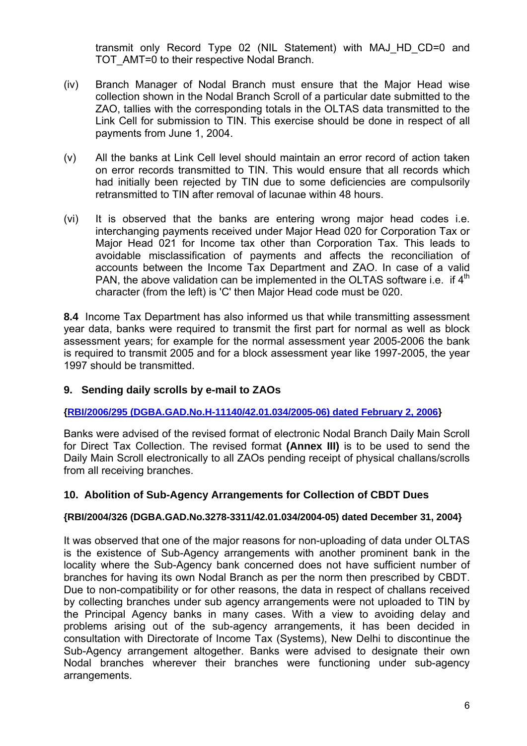transmit only Record Type 02 (NIL Statement) with MAJ_HD_CD=0 and TOT_AMT=0 to their respective Nodal Branch.

(iv) Branch Manager of Nodal Branch must ensure that the Major Head wise collection shown in the Nodal Branch Scroll of a particular date submitted to the ZAO, tallies with the corresponding totals in the OLTAS data transmitted to the Link Cell for submission to TIN. This exercise should be done in respect of all payments from June 1, 2004.

(v) All the banks at Link Cell level should maintain an error record of action taken on error records transmitted to TIN. This would ensure that all records which had initially been rejected by TIN due to some deficiencies are compulsorily retransmitted to TIN after removal of lacunae within 48 hours.

(vi) It is observed that the banks are entering wrong major head codes i.e. interchanging payments received under Major Head 020 for Corporation Tax or Major Head 021 for Income tax other than Corporation Tax. This leads to avoidable misclassification of payments and affects the reconciliation of accounts between the Income Tax Department and ZAO. In case of a valid PAN, the above validation can be implemented in the OLTAS software i.e. if 4th character (from the left) is 'C' then Major Head code must be 020.

**8.4** Income Tax Department has also informed us that while transmitting assessment year data, banks were required to transmit the first part for normal as well as block assessment years; for example for the normal assessment year 2005-2006 the bank is required to transmit 2005 and for a block assessment year like 1997-2005, the year 1997 should be transmitted.

## 9. Sending daily scrolls by e-mail to ZAOs

**{RBI/2006/295 (DGBA.GAD.No.H-11140/42.01.034/2005-06) dated February 2, 2006}**

Banks were advised of the revised format of electronic Nodal Branch Daily Main Scroll for Direct Tax Collection. The revised format **(Annex III)** is to be used to send the Daily Main Scroll electronically to all ZAOs pending receipt of physical challans/scrolls from all receiving branches.

## 10. Abolition of Sub-Agency Arrangements for Collection of CBDT Dues

**{RBI/2004/326 (DGBA.GAD.No.3278-3311/42.01.034/2004-05) dated December 31, 2004}**

It was observed that one of the major reasons for non-uploading of data under OLTAS is the existence of Sub-Agency arrangements with another prominent bank in the locality where the Sub-Agency bank concerned does not have sufficient number of branches for having its own Nodal Branch as per the norm then prescribed by CBDT. Due to non-compatibility or for other reasons, the data in respect of challans received by collecting branches under sub agency arrangements were not uploaded to TIN by the Principal Agency banks in many cases. With a view to avoiding delay and problems arising out of the sub-agency arrangements, it has been decided in consultation with Directorate of Income Tax (Systems), New Delhi to discontinue the Sub-Agency arrangement altogether. Banks were advised to designate their own Nodal branches wherever their branches were functioning under sub-agency arrangements.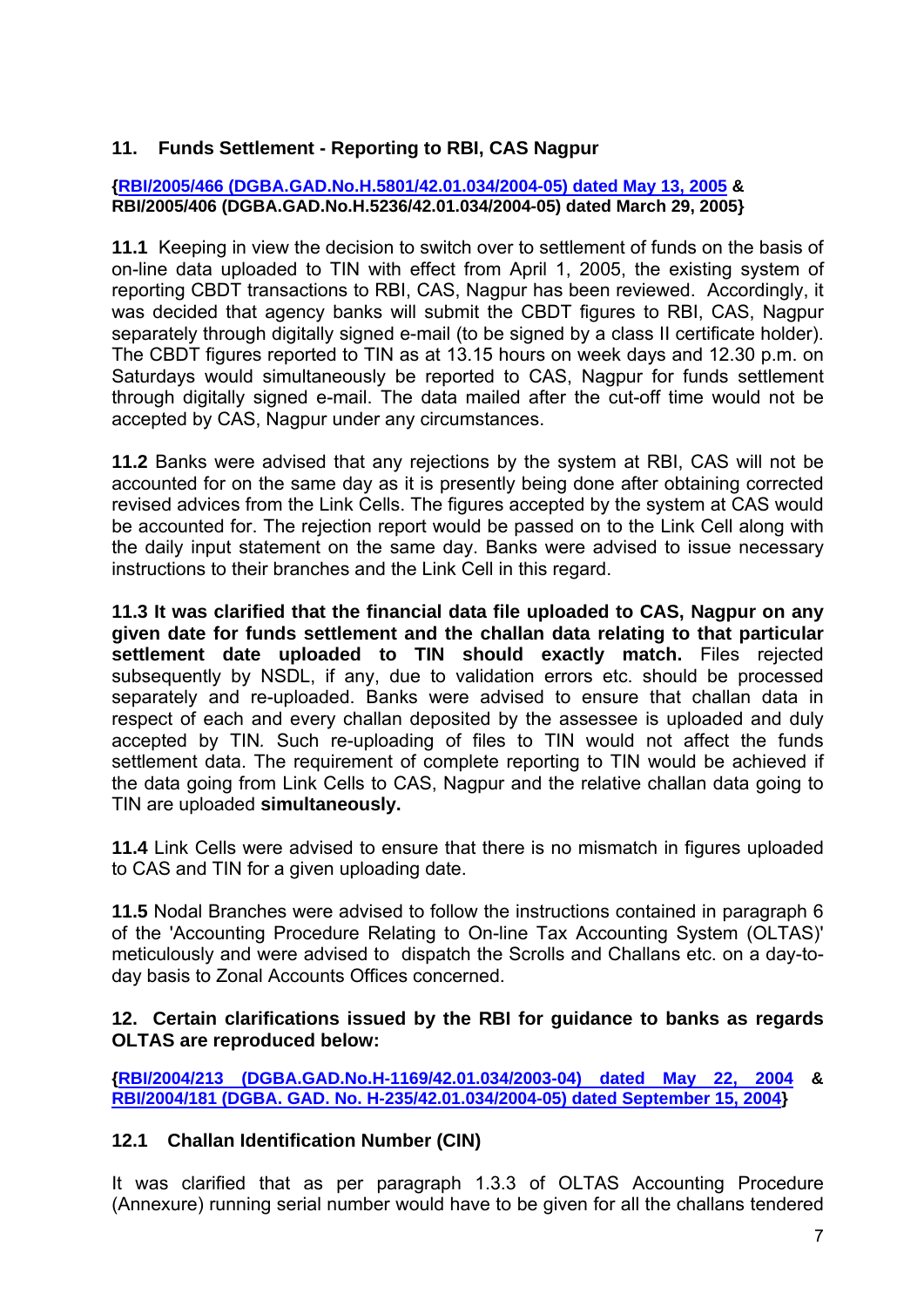## 11. Funds Settlement - Reporting to RBI, CAS Nagpur

**{RBI/2005/466 (DGBA.GAD.No.H.5801/42.01.034/2004-05) dated May 13, 2005 & RBI/2005/406 (DGBA.GAD.No.H.5236/42.01.034/2004-05) dated March 29, 2005}**

**11.1** Keeping in view the decision to switch over to settlement of funds on the basis of on-line data uploaded to TIN with effect from April 1, 2005, the existing system of reporting CBDT transactions to RBI, CAS, Nagpur has been reviewed. Accordingly, it was decided that agency banks will submit the CBDT figures to RBI, CAS, Nagpur separately through digitally signed e-mail (to be signed by a class II certificate holder). The CBDT figures reported to TIN as at 13.15 hours on week days and 12.30 p.m. on Saturdays would simultaneously be reported to CAS, Nagpur for funds settlement through digitally signed e-mail. The data mailed after the cut-off time would not be accepted by CAS, Nagpur under any circumstances.

**11.2** Banks were advised that any rejections by the system at RBI, CAS will not be accounted for on the same day as it is presently being done after obtaining corrected revised advices from the Link Cells. The figures accepted by the system at CAS would be accounted for. The rejection report would be passed on to the Link Cell along with the daily input statement on the same day. Banks were advised to issue necessary instructions to their branches and the Link Cell in this regard.

**11.3 It was clarified that the financial data file uploaded to CAS, Nagpur on any given date for funds settlement and the challan data relating to that particular settlement date uploaded to TIN should exactly match.** Files rejected subsequently by NSDL, if any, due to validation errors etc. should be processed separately and re-uploaded. Banks were advised to ensure that challan data in respect of each and every challan deposited by the assessee is uploaded and duly accepted by TIN. Such re-uploading of files to TIN would not affect the funds settlement data. The requirement of complete reporting to TIN would be achieved if the data going from Link Cells to CAS, Nagpur and the relative challan data going to TIN are uploaded **simultaneously.**

**11.4** Link Cells were advised to ensure that there is no mismatch in figures uploaded to CAS and TIN for a given uploading date.

**11.5** Nodal Branches were advised to follow the instructions contained in paragraph 6 of the 'Accounting Procedure Relating to On-line Tax Accounting System (OLTAS)' meticulously and were advised to dispatch the Scrolls and Challans etc. on a day-to-day basis to Zonal Accounts Offices concerned.

## 12. Certain clarifications issued by the RBI for guidance to banks as regards OLTAS are reproduced below:

**{RBI/2004/213 (DGBA.GAD.No.H-1169/42.01.034/2003-04) dated May 22, 2004 & RBI/2004/181 (DGBA. GAD. No. H-235/42.01.034/2004-05) dated September 15, 2004}**

### 12.1 Challan Identification Number (CIN)

It was clarified that as per paragraph 1.3.3 of OLTAS Accounting Procedure (Annexure) running serial number would have to be given for all the challans tendered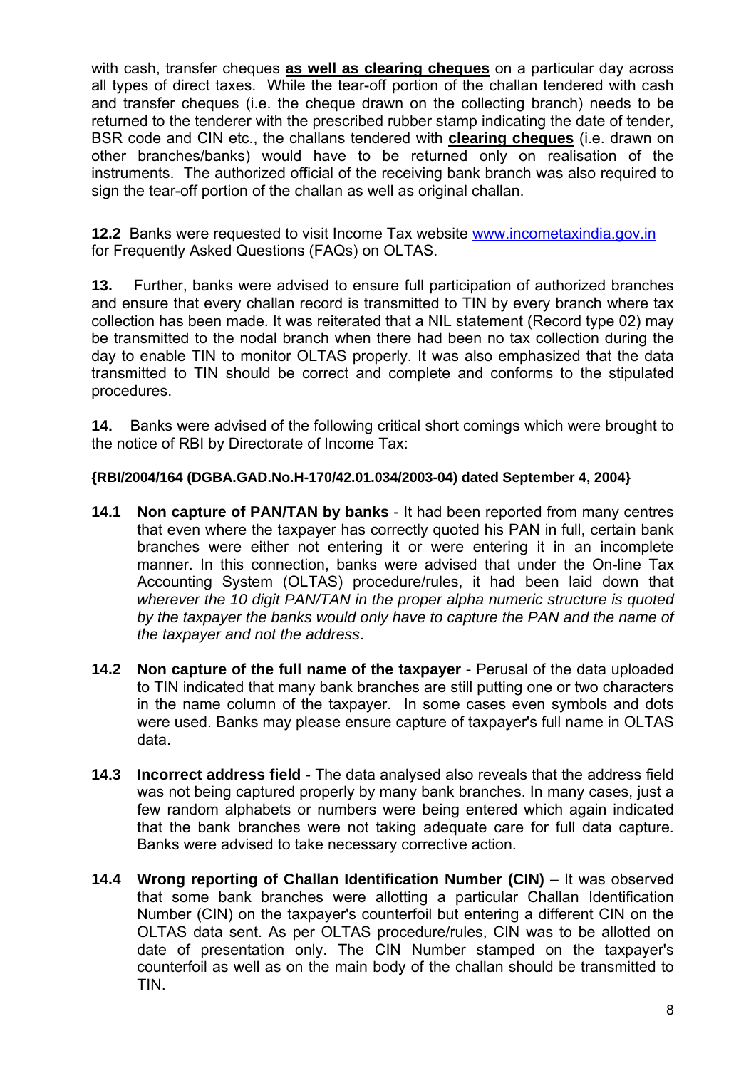with cash, transfer cheques **as well as clearing cheques** on a particular day across all types of direct taxes. While the tear-off portion of the challan tendered with cash and transfer cheques (i.e. the cheque drawn on the collecting branch) needs to be returned to the tenderer with the prescribed rubber stamp indicating the date of tender, BSR code and CIN etc., the challans tendered with **clearing cheques** (i.e. drawn on other branches/banks) would have to be returned only on realisation of the instruments. The authorized official of the receiving bank branch was also required to sign the tear-off portion of the challan as well as original challan.

**12.2** Banks were requested to visit Income Tax website www.incometaxindia.gov.in for Frequently Asked Questions (FAQs) on OLTAS.

**13.** Further, banks were advised to ensure full participation of authorized branches and ensure that every challan record is transmitted to TIN by every branch where tax collection has been made. It was reiterated that a NIL statement (Record type 02) may be transmitted to the nodal branch when there had been no tax collection during the day to enable TIN to monitor OLTAS properly. It was also emphasized that the data transmitted to TIN should be correct and complete and conforms to the stipulated procedures.

**14.** Banks were advised of the following critical short comings which were brought to the notice of RBI by Directorate of Income Tax:

**{RBI/2004/164 (DGBA.GAD.No.H-170/42.01.034/2003-04) dated September 4, 2004}**

**14.1 Non capture of PAN/TAN by banks** - It had been reported from many centres that even where the taxpayer has correctly quoted his PAN in full, certain bank branches were either not entering it or were entering it in an incomplete manner. In this connection, banks were advised that under the On-line Tax Accounting System (OLTAS) procedure/rules, it had been laid down that *wherever the 10 digit PAN/TAN in the proper alpha numeric structure is quoted by the taxpayer the banks would only have to capture the PAN and the name of the taxpayer and not the address*.

**14.2 Non capture of the full name of the taxpayer** - Perusal of the data uploaded to TIN indicated that many bank branches are still putting one or two characters in the name column of the taxpayer. In some cases even symbols and dots were used. Banks may please ensure capture of taxpayer's full name in OLTAS data.

**14.3 Incorrect address field** - The data analysed also reveals that the address field was not being captured properly by many bank branches. In many cases, just a few random alphabets or numbers were being entered which again indicated that the bank branches were not taking adequate care for full data capture. Banks were advised to take necessary corrective action.

**14.4 Wrong reporting of Challan Identification Number (CIN)** – It was observed that some bank branches were allotting a particular Challan Identification Number (CIN) on the taxpayer's counterfoil but entering a different CIN on the OLTAS data sent. As per OLTAS procedure/rules, CIN was to be allotted on date of presentation only. The CIN Number stamped on the taxpayer's counterfoil as well as on the main body of the challan should be transmitted to TIN.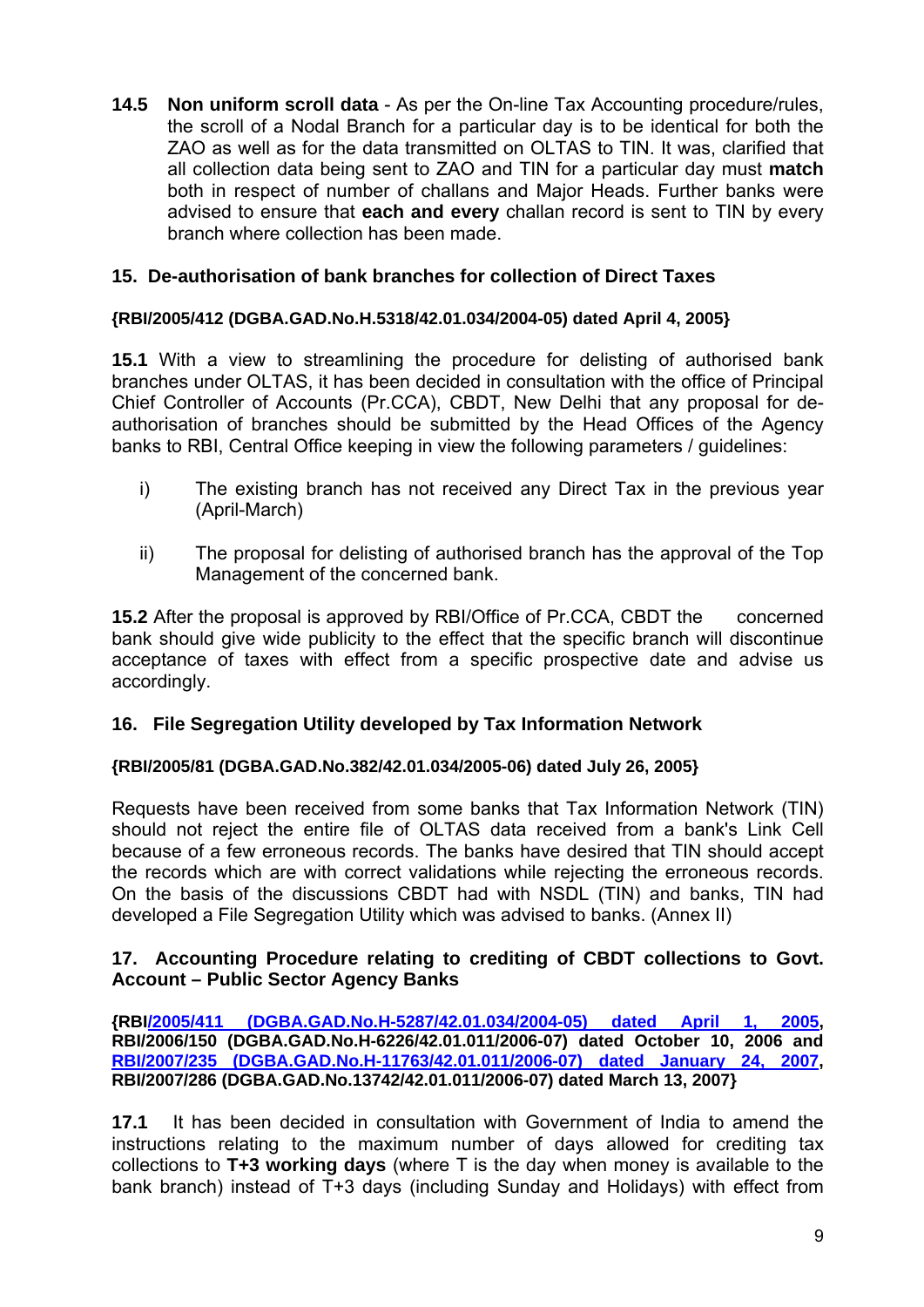**14.5 Non uniform scroll data** - As per the On-line Tax Accounting procedure/rules, the scroll of a Nodal Branch for a particular day is to be identical for both the ZAO as well as for the data transmitted on OLTAS to TIN. It was, clarified that all collection data being sent to ZAO and TIN for a particular day must **match** both in respect of number of challans and Major Heads. Further banks were advised to ensure that **each and every** challan record is sent to TIN by every branch where collection has been made.

## 15. De-authorisation of bank branches for collection of Direct Taxes

**{RBI/2005/412 (DGBA.GAD.No.H.5318/42.01.034/2004-05) dated April 4, 2005}**

**15.1** With a view to streamlining the procedure for delisting of authorised bank branches under OLTAS, it has been decided in consultation with the office of Principal Chief Controller of Accounts (Pr.CCA), CBDT, New Delhi that any proposal for de-authorisation of branches should be submitted by the Head Offices of the Agency banks to RBI, Central Office keeping in view the following parameters / guidelines:

i) The existing branch has not received any Direct Tax in the previous year (April-March)

ii) The proposal for delisting of authorised branch has the approval of the Top Management of the concerned bank.

**15.2** After the proposal is approved by RBI/Office of Pr.CCA, CBDT the concerned bank should give wide publicity to the effect that the specific branch will discontinue acceptance of taxes with effect from a specific prospective date and advise us accordingly.

## 16. File Segregation Utility developed by Tax Information Network

**{RBI/2005/81 (DGBA.GAD.No.382/42.01.034/2005-06) dated July 26, 2005}**

Requests have been received from some banks that Tax Information Network (TIN) should not reject the entire file of OLTAS data received from a bank's Link Cell because of a few erroneous records. The banks have desired that TIN should accept the records which are with correct validations while rejecting the erroneous records. On the basis of the discussions CBDT had with NSDL (TIN) and banks, TIN had developed a File Segregation Utility which was advised to banks. (Annex II)

## 17. Accounting Procedure relating to crediting of CBDT collections to Govt. Account – Public Sector Agency Banks

**{RBI/2005/411 (DGBA.GAD.No.H-5287/42.01.034/2004-05) dated April 1, 2005, RBI/2006/150 (DGBA.GAD.No.H-6226/42.01.011/2006-07) dated October 10, 2006 and RBI/2007/235 (DGBA.GAD.No.H-11763/42.01.011/2006-07) dated January 24, 2007, RBI/2007/286 (DGBA.GAD.No.13742/42.01.011/2006-07) dated March 13, 2007}**

**17.1** It has been decided in consultation with Government of India to amend the instructions relating to the maximum number of days allowed for crediting tax collections to **T+3 working days** (where T is the day when money is available to the bank branch) instead of T+3 days (including Sunday and Holidays) with effect from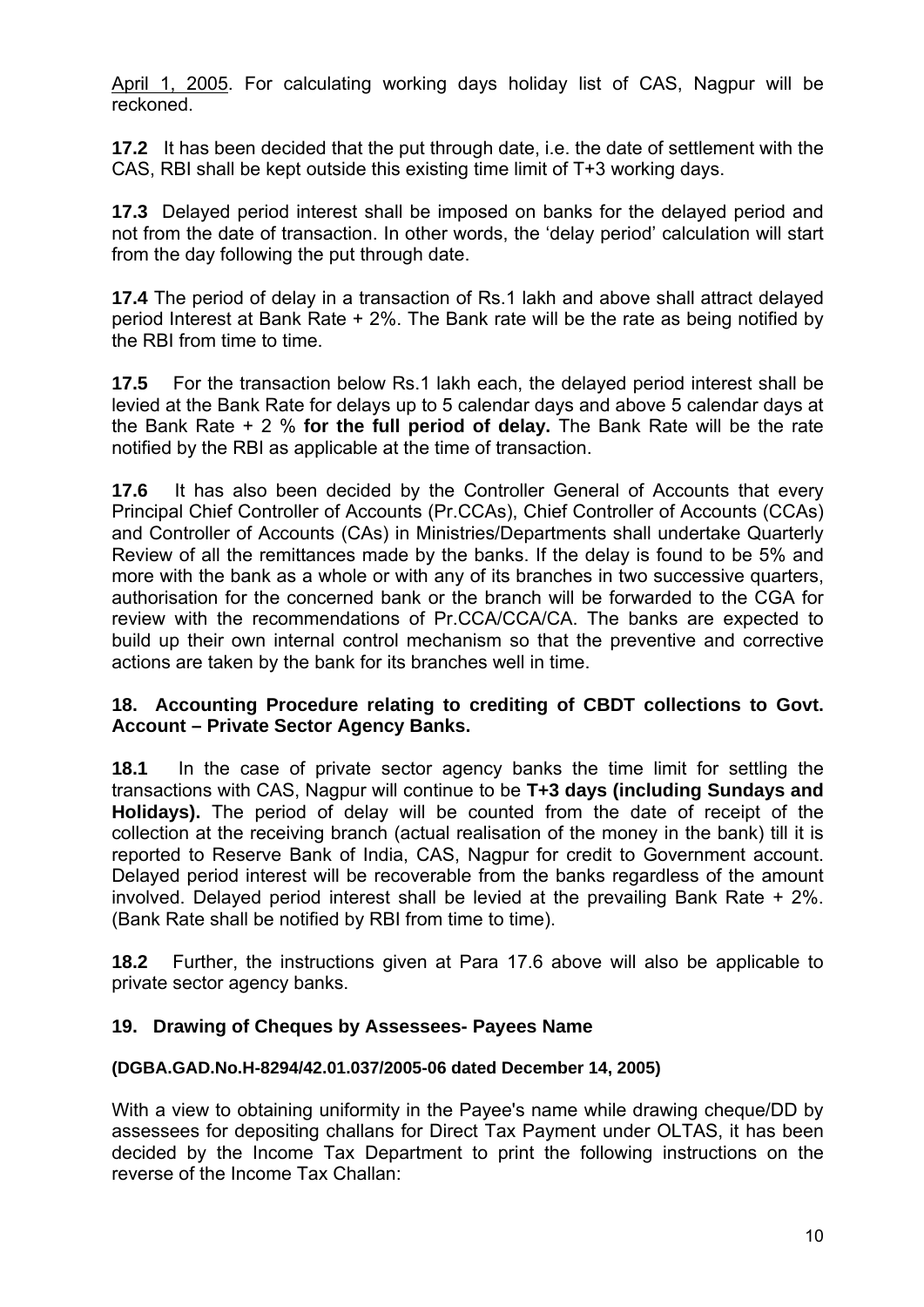April 1, 2005. For calculating working days holiday list of CAS, Nagpur will be reckoned.

**17.2** It has been decided that the put through date, i.e. the date of settlement with the CAS, RBI shall be kept outside this existing time limit of T+3 working days.

**17.3** Delayed period interest shall be imposed on banks for the delayed period and not from the date of transaction. In other words, the 'delay period' calculation will start from the day following the put through date.

**17.4** The period of delay in a transaction of Rs.1 lakh and above shall attract delayed period Interest at Bank Rate + 2%. The Bank rate will be the rate as being notified by the RBI from time to time.

**17.5** For the transaction below Rs.1 lakh each, the delayed period interest shall be levied at the Bank Rate for delays up to 5 calendar days and above 5 calendar days at the Bank Rate + 2 % **for the full period of delay.** The Bank Rate will be the rate notified by the RBI as applicable at the time of transaction.

**17.6** It has also been decided by the Controller General of Accounts that every Principal Chief Controller of Accounts (Pr.CCAs), Chief Controller of Accounts (CCAs) and Controller of Accounts (CAs) in Ministries/Departments shall undertake Quarterly Review of all the remittances made by the banks. If the delay is found to be 5% and more with the bank as a whole or with any of its branches in two successive quarters, authorisation for the concerned bank or the branch will be forwarded to the CGA for review with the recommendations of Pr.CCA/CCA/CA. The banks are expected to build up their own internal control mechanism so that the preventive and corrective actions are taken by the bank for its branches well in time.

## 18. Accounting Procedure relating to crediting of CBDT collections to Govt. Account – Private Sector Agency Banks.

**18.1** In the case of private sector agency banks the time limit for settling the transactions with CAS, Nagpur will continue to be **T+3 days (including Sundays and Holidays).** The period of delay will be counted from the date of receipt of the collection at the receiving branch (actual realisation of the money in the bank) till it is reported to Reserve Bank of India, CAS, Nagpur for credit to Government account. Delayed period interest will be recoverable from the banks regardless of the amount involved. Delayed period interest shall be levied at the prevailing Bank Rate + 2%. (Bank Rate shall be notified by RBI from time to time).

**18.2** Further, the instructions given at Para 17.6 above will also be applicable to private sector agency banks.

## 19. Drawing of Cheques by Assessees- Payees Name

**(DGBA.GAD.No.H-8294/42.01.037/2005-06 dated December 14, 2005)**

With a view to obtaining uniformity in the Payee's name while drawing cheque/DD by assessees for depositing challans for Direct Tax Payment under OLTAS, it has been decided by the Income Tax Department to print the following instructions on the reverse of the Income Tax Challan: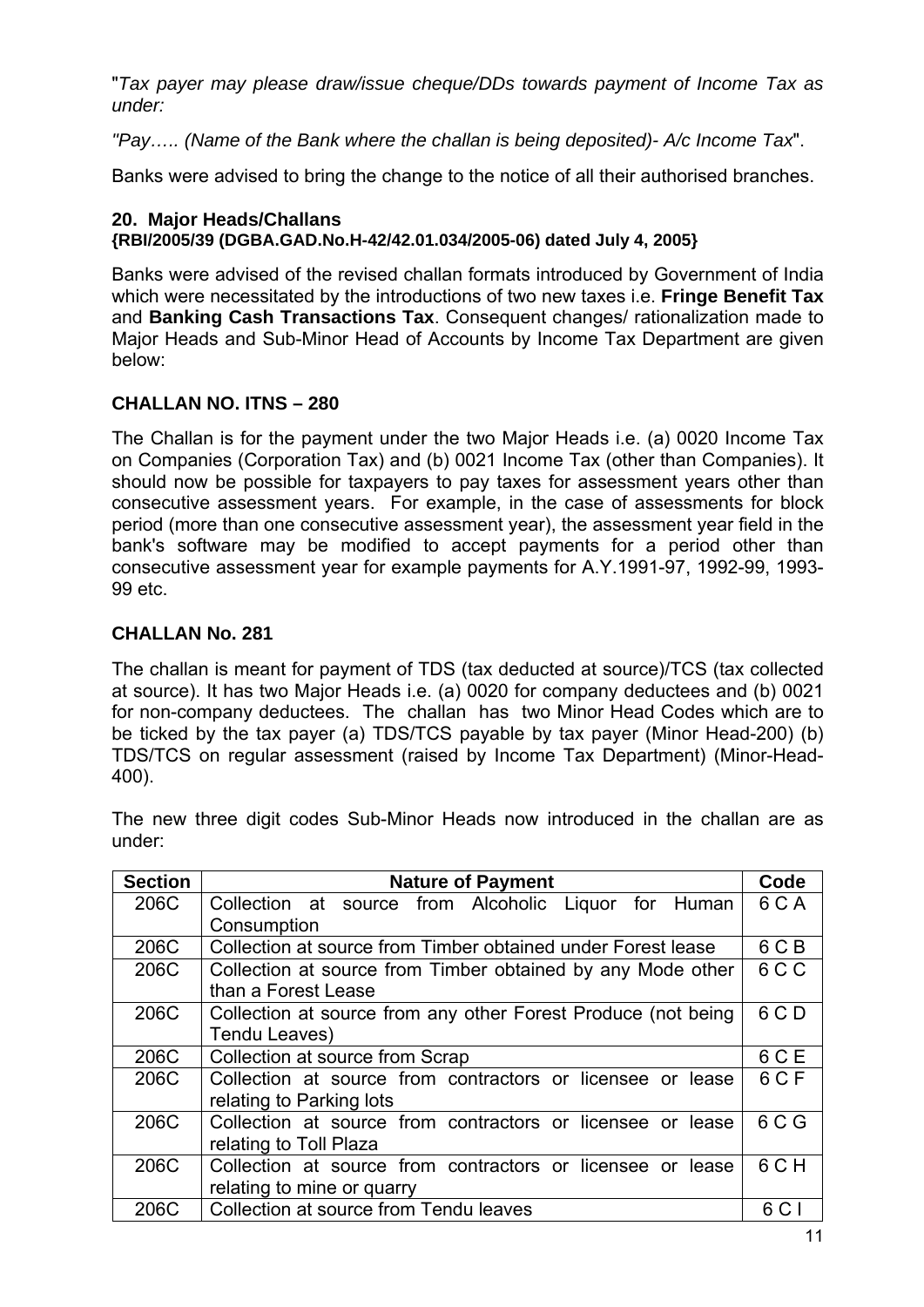"*Tax payer may please draw/issue cheque/DDs towards payment of Income Tax as under:*

*"Pay….. (Name of the Bank where the challan is being deposited)- A/c Income Tax*".

Banks were advised to bring the change to the notice of all their authorised branches.

### 20. Major Heads/Challans
**{RBI/2005/39 (DGBA.GAD.No.H-42/42.01.034/2005-06) dated July 4, 2005}**

Banks were advised of the revised challan formats introduced by Government of India which were necessitated by the introductions of two new taxes i.e. **Fringe Benefit Tax** and **Banking Cash Transactions Tax**. Consequent changes/ rationalization made to Major Heads and Sub-Minor Head of Accounts by Income Tax Department are given below:

**CHALLAN NO. ITNS – 280**

The Challan is for the payment under the two Major Heads i.e. (a) 0020 Income Tax on Companies (Corporation Tax) and (b) 0021 Income Tax (other than Companies). It should now be possible for taxpayers to pay taxes for assessment years other than consecutive assessment years. For example, in the case of assessments for block period (more than one consecutive assessment year), the assessment year field in the bank's software may be modified to accept payments for a period other than consecutive assessment year for example payments for A.Y.1991-97, 1992-99, 1993-99 etc.

**CHALLAN No. 281**

The challan is meant for payment of TDS (tax deducted at source)/TCS (tax collected at source). It has two Major Heads i.e. (a) 0020 for company deductees and (b) 0021 for non-company deductees. The challan has two Minor Head Codes which are to be ticked by the tax payer (a) TDS/TCS payable by tax payer (Minor Head-200) (b) TDS/TCS on regular assessment (raised by Income Tax Department) (Minor-Head-400).

The new three digit codes Sub-Minor Heads now introduced in the challan are as under:

| Section | Nature of Payment | Code |
|---|---|---|
| 206C | Collection at source from Alcoholic Liquor for Human Consumption | 6 C A |
| 206C | Collection at source from Timber obtained under Forest lease | 6 C B |
| 206C | Collection at source from Timber obtained by any Mode other than a Forest Lease | 6 C C |
| 206C | Collection at source from any other Forest Produce (not being Tendu Leaves) | 6 C D |
| 206C | Collection at source from Scrap | 6 C E |
| 206C | Collection at source from contractors or licensee or lease relating to Parking lots | 6 C F |
| 206C | Collection at source from contractors or licensee or lease relating to Toll Plaza | 6 C G |
| 206C | Collection at source from contractors or licensee or lease relating to mine or quarry | 6 C H |
| 206C | Collection at source from Tendu leaves | 6 C I |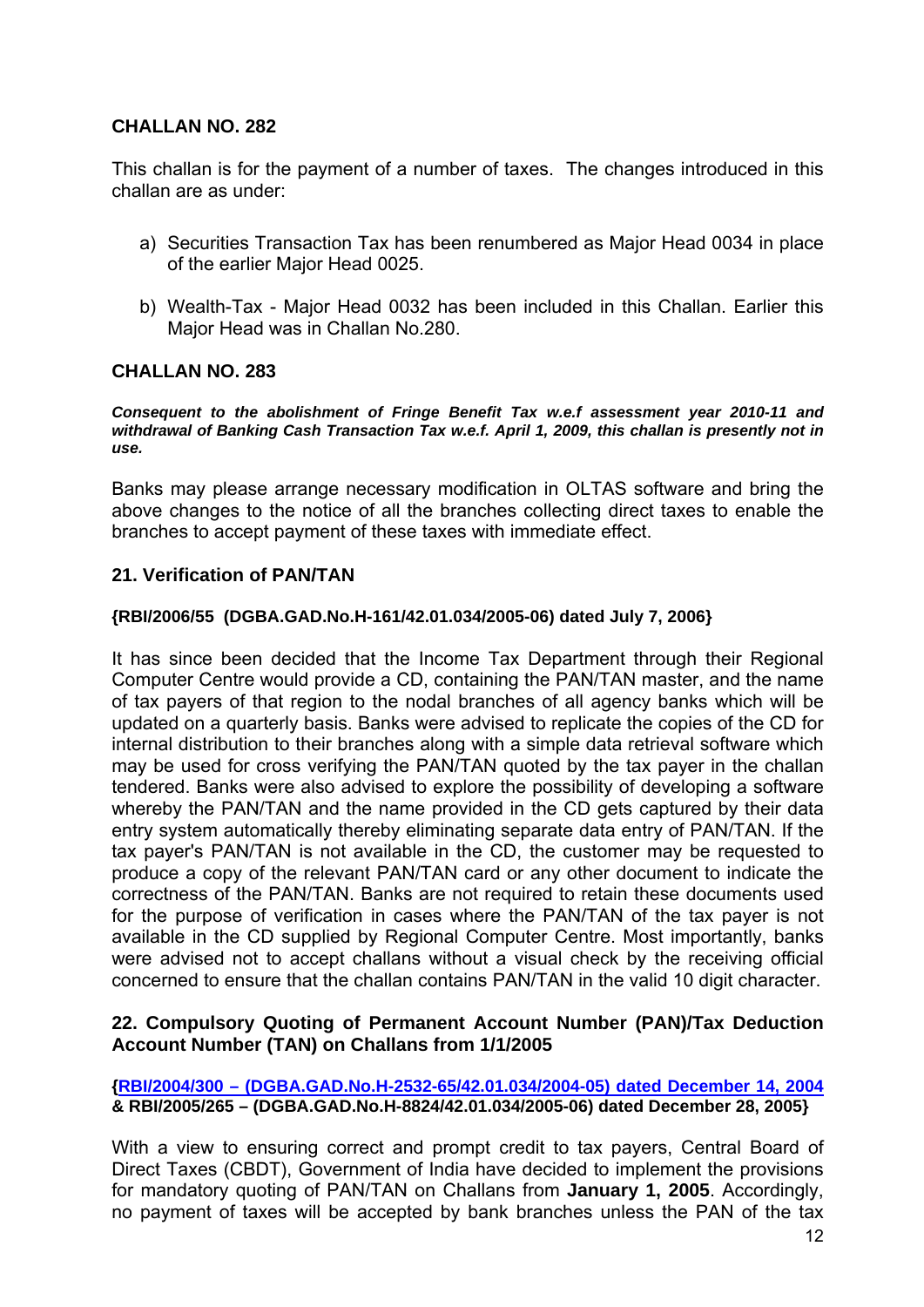### CHALLAN NO. 282

This challan is for the payment of a number of taxes. The changes introduced in this challan are as under:

a) Securities Transaction Tax has been renumbered as Major Head 0034 in place of the earlier Major Head 0025.

b) Wealth-Tax - Major Head 0032 has been included in this Challan. Earlier this Major Head was in Challan No.280.

### CHALLAN NO. 283

***Consequent to the abolishment of Fringe Benefit Tax w.e.f assessment year 2010-11 and withdrawal of Banking Cash Transaction Tax w.e.f. April 1, 2009, this challan is presently not in use.***

Banks may please arrange necessary modification in OLTAS software and bring the above changes to the notice of all the branches collecting direct taxes to enable the branches to accept payment of these taxes with immediate effect.

## 21. Verification of PAN/TAN

**{RBI/2006/55 (DGBA.GAD.No.H-161/42.01.034/2005-06) dated July 7, 2006}**

It has since been decided that the Income Tax Department through their Regional Computer Centre would provide a CD, containing the PAN/TAN master, and the name of tax payers of that region to the nodal branches of all agency banks which will be updated on a quarterly basis. Banks were advised to replicate the copies of the CD for internal distribution to their branches along with a simple data retrieval software which may be used for cross verifying the PAN/TAN quoted by the tax payer in the challan tendered. Banks were also advised to explore the possibility of developing a software whereby the PAN/TAN and the name provided in the CD gets captured by their data entry system automatically thereby eliminating separate data entry of PAN/TAN. If the tax payer's PAN/TAN is not available in the CD, the customer may be requested to produce a copy of the relevant PAN/TAN card or any other document to indicate the correctness of the PAN/TAN. Banks are not required to retain these documents used for the purpose of verification in cases where the PAN/TAN of the tax payer is not available in the CD supplied by Regional Computer Centre. Most importantly, banks were advised not to accept challans without a visual check by the receiving official concerned to ensure that the challan contains PAN/TAN in the valid 10 digit character.

## 22. Compulsory Quoting of Permanent Account Number (PAN)/Tax Deduction Account Number (TAN) on Challans from 1/1/2005

**{RBI/2004/300 – (DGBA.GAD.No.H-2532-65/42.01.034/2004-05) dated December 14, 2004 & RBI/2005/265 – (DGBA.GAD.No.H-8824/42.01.034/2005-06) dated December 28, 2005}**

With a view to ensuring correct and prompt credit to tax payers, Central Board of Direct Taxes (CBDT), Government of India have decided to implement the provisions for mandatory quoting of PAN/TAN on Challans from **January 1, 2005**. Accordingly, no payment of taxes will be accepted by bank branches unless the PAN of the tax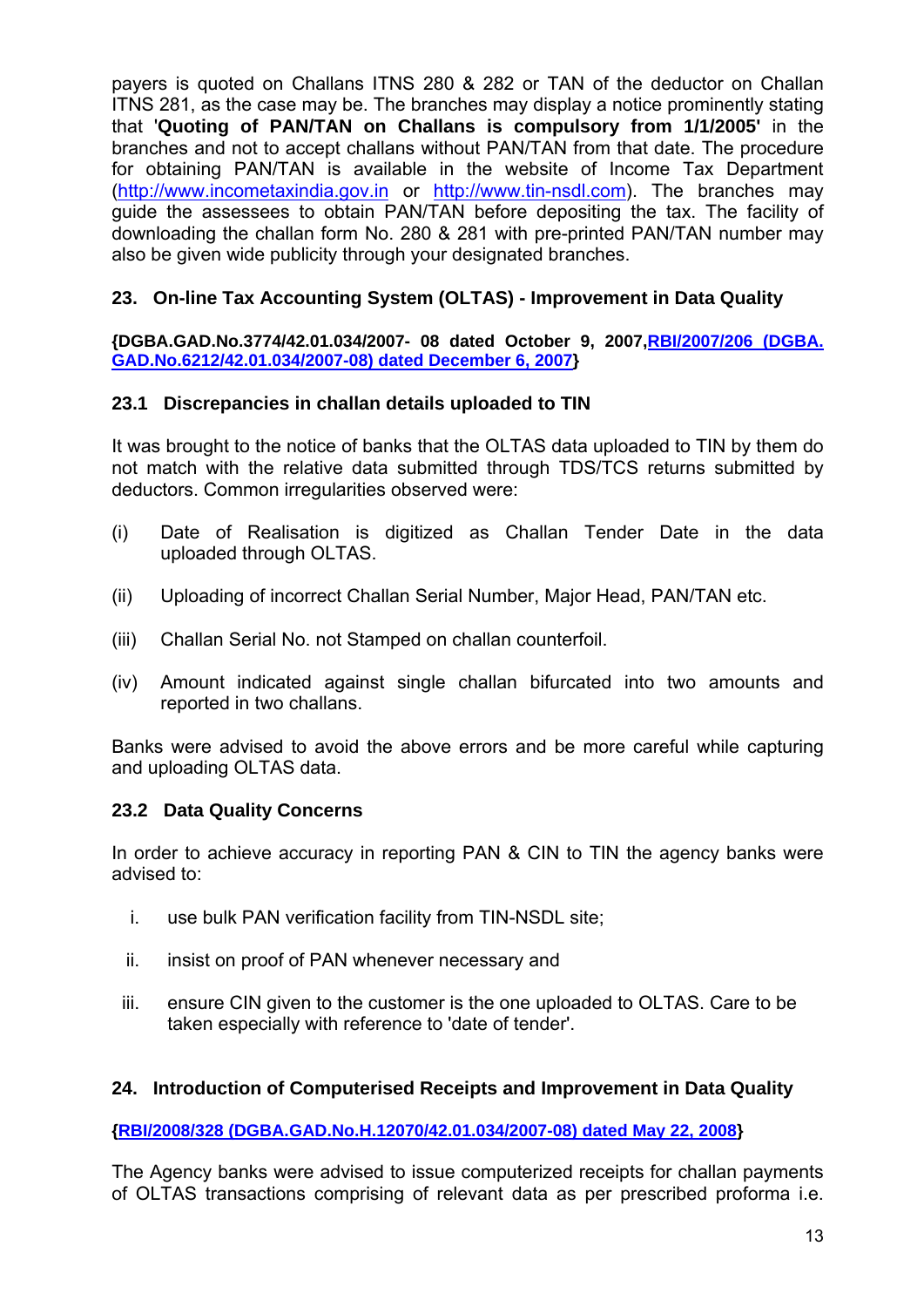payers is quoted on Challans ITNS 280 & 282 or TAN of the deductor on Challan ITNS 281, as the case may be. The branches may display a notice prominently stating that '**Quoting of PAN/TAN on Challans is compulsory from 1/1/2005'** in the branches and not to accept challans without PAN/TAN from that date. The procedure for obtaining PAN/TAN is available in the website of Income Tax Department (http://www.incometaxindia.gov.in or http://www.tin-nsdl.com). The branches may guide the assessees to obtain PAN/TAN before depositing the tax. The facility of downloading the challan form No. 280 & 281 with pre-printed PAN/TAN number may also be given wide publicity through your designated branches.

## 23. On-line Tax Accounting System (OLTAS) - Improvement in Data Quality

**{DGBA.GAD.No.3774/42.01.034/2007- 08 dated October 9, 2007, RBI/2007/206 (DGBA. GAD.No.6212/42.01.034/2007-08) dated December 6, 2007}**

### 23.1 Discrepancies in challan details uploaded to TIN

It was brought to the notice of banks that the OLTAS data uploaded to TIN by them do not match with the relative data submitted through TDS/TCS returns submitted by deductors. Common irregularities observed were:

(i) Date of Realisation is digitized as Challan Tender Date in the data uploaded through OLTAS.

(ii) Uploading of incorrect Challan Serial Number, Major Head, PAN/TAN etc.

(iii) Challan Serial No. not Stamped on challan counterfoil.

(iv) Amount indicated against single challan bifurcated into two amounts and reported in two challans.

Banks were advised to avoid the above errors and be more careful while capturing and uploading OLTAS data.

### 23.2 Data Quality Concerns

In order to achieve accuracy in reporting PAN & CIN to TIN the agency banks were advised to:

i. use bulk PAN verification facility from TIN-NSDL site;

ii. insist on proof of PAN whenever necessary and

iii. ensure CIN given to the customer is the one uploaded to OLTAS. Care to be taken especially with reference to 'date of tender'.

## 24. Introduction of Computerised Receipts and Improvement in Data Quality

**{RBI/2008/328 (DGBA.GAD.No.H.12070/42.01.034/2007-08) dated May 22, 2008}**

The Agency banks were advised to issue computerized receipts for challan payments of OLTAS transactions comprising of relevant data as per prescribed proforma i.e.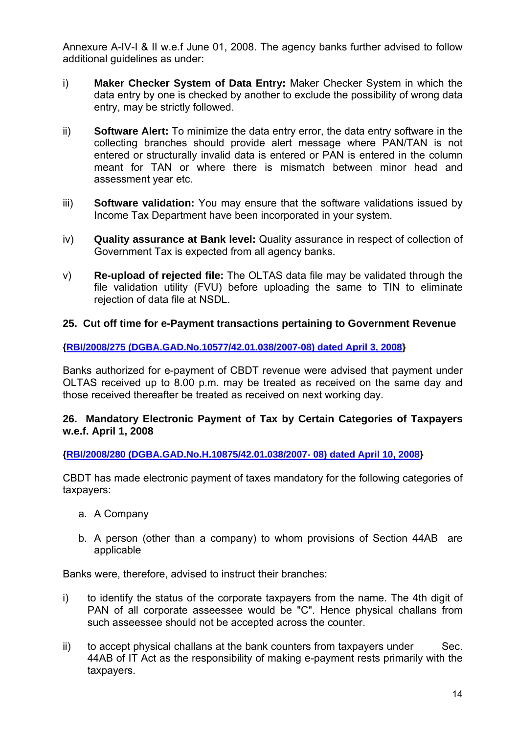Annexure A-IV-I & II w.e.f June 01, 2008. The agency banks further advised to follow additional guidelines as under:

i) **Maker Checker System of Data Entry:** Maker Checker System in which the data entry by one is checked by another to exclude the possibility of wrong data entry, may be strictly followed.

ii) **Software Alert:** To minimize the data entry error, the data entry software in the collecting branches should provide alert message where PAN/TAN is not entered or structurally invalid data is entered or PAN is entered in the column meant for TAN or where there is mismatch between minor head and assessment year etc.

iii) **Software validation:** You may ensure that the software validations issued by Income Tax Department have been incorporated in your system.

iv) **Quality assurance at Bank level:** Quality assurance in respect of collection of Government Tax is expected from all agency banks.

v) **Re-upload of rejected file:** The OLTAS data file may be validated through the file validation utility (FVU) before uploading the same to TIN to eliminate rejection of data file at NSDL.

## 25. Cut off time for e-Payment transactions pertaining to Government Revenue

**{RBI/2008/275 (DGBA.GAD.No.10577/42.01.038/2007-08) dated April 3, 2008}**

Banks authorized for e-payment of CBDT revenue were advised that payment under OLTAS received up to 8.00 p.m. may be treated as received on the same day and those received thereafter be treated as received on next working day.

## 26. Mandatory Electronic Payment of Tax by Certain Categories of Taxpayers w.e.f. April 1, 2008

**{RBI/2008/280 (DGBA.GAD.No.H.10875/42.01.038/2007- 08) dated April 10, 2008}**

CBDT has made electronic payment of taxes mandatory for the following categories of taxpayers:

a. A Company

b. A person (other than a company) to whom provisions of Section 44AB are applicable

Banks were, therefore, advised to instruct their branches:

i) to identify the status of the corporate taxpayers from the name. The 4th digit of PAN of all corporate asseessee would be "C". Hence physical challans from such asseessee should not be accepted across the counter.

ii) to accept physical challans at the bank counters from taxpayers under Sec. 44AB of IT Act as the responsibility of making e-payment rests primarily with the taxpayers.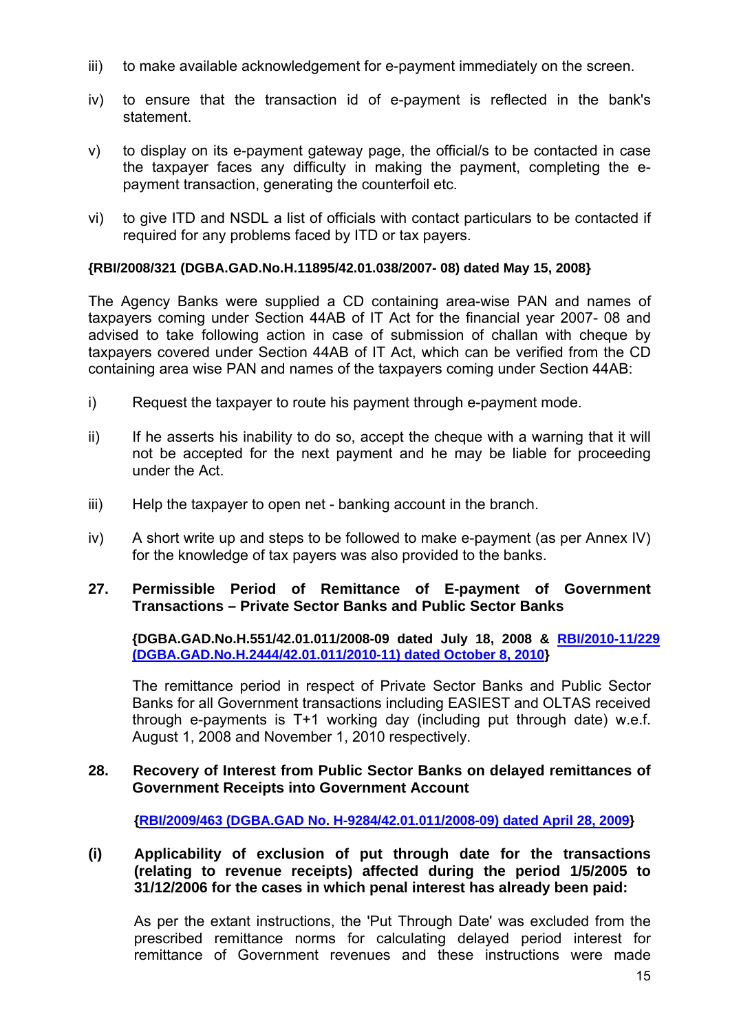iii) to make available acknowledgement for e-payment immediately on the screen.

iv) to ensure that the transaction id of e-payment is reflected in the bank's statement.

v) to display on its e-payment gateway page, the official/s to be contacted in case the taxpayer faces any difficulty in making the payment, completing the e-payment transaction, generating the counterfoil etc.

vi) to give ITD and NSDL a list of officials with contact particulars to be contacted if required for any problems faced by ITD or tax payers.

**{RBI/2008/321 (DGBA.GAD.No.H.11895/42.01.038/2007- 08) dated May 15, 2008}**

The Agency Banks were supplied a CD containing area-wise PAN and names of taxpayers coming under Section 44AB of IT Act for the financial year 2007- 08 and advised to take following action in case of submission of challan with cheque by taxpayers covered under Section 44AB of IT Act, which can be verified from the CD containing area wise PAN and names of the taxpayers coming under Section 44AB:

i) Request the taxpayer to route his payment through e-payment mode.

ii) If he asserts his inability to do so, accept the cheque with a warning that it will not be accepted for the next payment and he may be liable for proceeding under the Act.

iii) Help the taxpayer to open net - banking account in the branch.

iv) A short write up and steps to be followed to make e-payment (as per Annex IV) for the knowledge of tax payers was also provided to the banks.

## 27. Permissible Period of Remittance of E-payment of Government Transactions – Private Sector Banks and Public Sector Banks

**{DGBA.GAD.No.H.551/42.01.011/2008-09 dated July 18, 2008 & RBI/2010-11/229 (DGBA.GAD.No.H.2444/42.01.011/2010-11) dated October 8, 2010}**

The remittance period in respect of Private Sector Banks and Public Sector Banks for all Government transactions including EASIEST and OLTAS received through e-payments is T+1 working day (including put through date) w.e.f. August 1, 2008 and November 1, 2010 respectively.

## 28. Recovery of Interest from Public Sector Banks on delayed remittances of Government Receipts into Government Account

**{RBI/2009/463 (DGBA.GAD No. H-9284/42.01.011/2008-09) dated April 28, 2009}**

### (i) Applicability of exclusion of put through date for the transactions (relating to revenue receipts) affected during the period 1/5/2005 to 31/12/2006 for the cases in which penal interest has already been paid:

As per the extant instructions, the 'Put Through Date' was excluded from the prescribed remittance norms for calculating delayed period interest for remittance of Government revenues and these instructions were made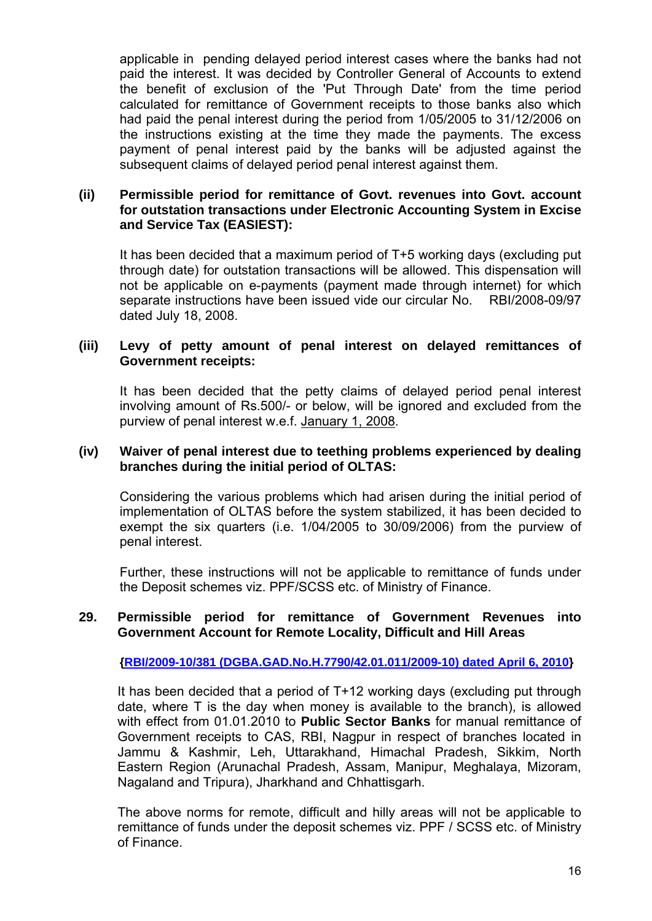applicable in pending delayed period interest cases where the banks had not paid the interest. It was decided by Controller General of Accounts to extend the benefit of exclusion of the 'Put Through Date' from the time period calculated for remittance of Government receipts to those banks also which had paid the penal interest during the period from 1/05/2005 to 31/12/2006 on the instructions existing at the time they made the payments. The excess payment of penal interest paid by the banks will be adjusted against the subsequent claims of delayed period penal interest against them.

**(ii) Permissible period for remittance of Govt. revenues into Govt. account for outstation transactions under Electronic Accounting System in Excise and Service Tax (EASIEST):**

It has been decided that a maximum period of T+5 working days (excluding put through date) for outstation transactions will be allowed. This dispensation will not be applicable on e-payments (payment made through internet) for which separate instructions have been issued vide our circular No. RBI/2008-09/97 dated July 18, 2008.

**(iii) Levy of petty amount of penal interest on delayed remittances of Government receipts:**

It has been decided that the petty claims of delayed period penal interest involving amount of Rs.500/- or below, will be ignored and excluded from the purview of penal interest w.e.f. January 1, 2008.

**(iv) Waiver of penal interest due to teething problems experienced by dealing branches during the initial period of OLTAS:**

Considering the various problems which had arisen during the initial period of implementation of OLTAS before the system stabilized, it has been decided to exempt the six quarters (i.e. 1/04/2005 to 30/09/2006) from the purview of penal interest.

Further, these instructions will not be applicable to remittance of funds under the Deposit schemes viz. PPF/SCSS etc. of Ministry of Finance.

**29. Permissible period for remittance of Government Revenues into Government Account for Remote Locality, Difficult and Hill Areas**

**{RBI/2009-10/381 (DGBA.GAD.No.H.7790/42.01.011/2009-10) dated April 6, 2010}**

It has been decided that a period of T+12 working days (excluding put through date, where T is the day when money is available to the branch), is allowed with effect from 01.01.2010 to **Public Sector Banks** for manual remittance of Government receipts to CAS, RBI, Nagpur in respect of branches located in Jammu & Kashmir, Leh, Uttarakhand, Himachal Pradesh, Sikkim, North Eastern Region (Arunachal Pradesh, Assam, Manipur, Meghalaya, Mizoram, Nagaland and Tripura), Jharkhand and Chhattisgarh.

The above norms for remote, difficult and hilly areas will not be applicable to remittance of funds under the deposit schemes viz. PPF / SCSS etc. of Ministry of Finance.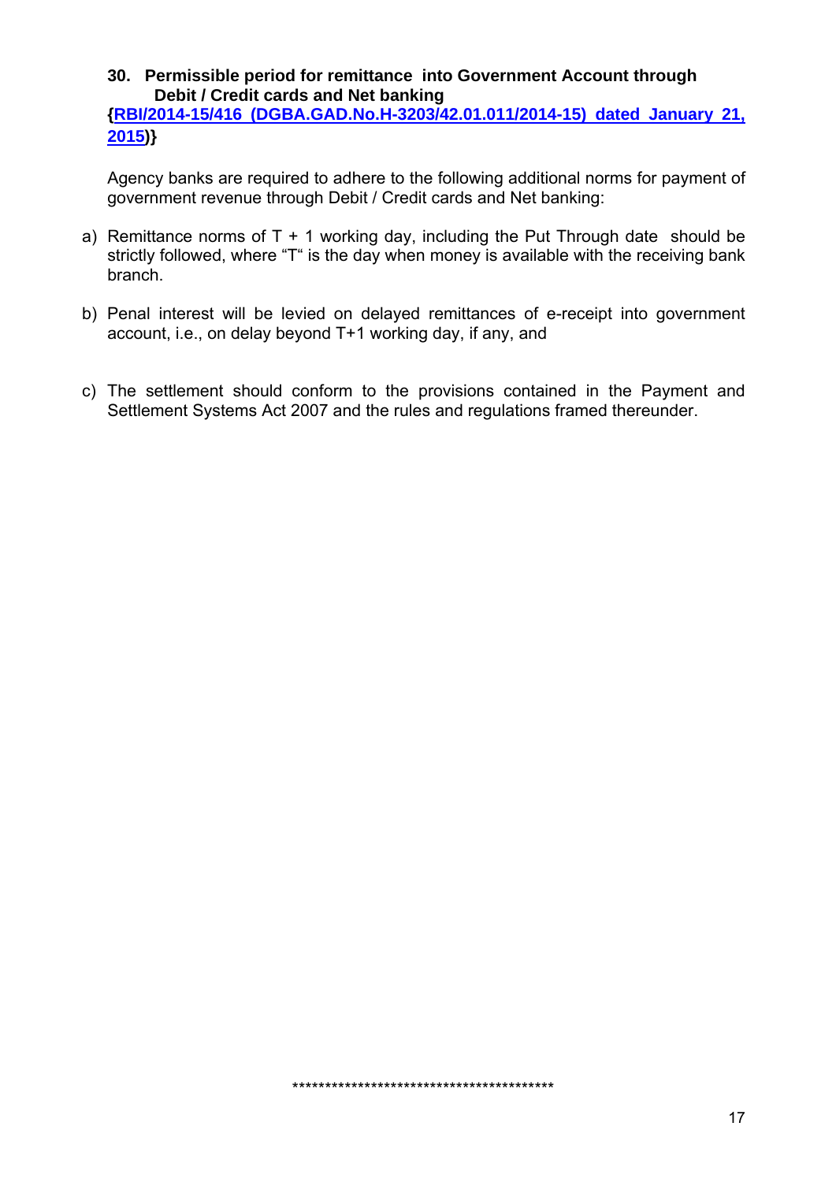**30. Permissible period for remittance into Government Account through Debit / Credit cards and Net banking**

**{RBI/2014-15/416 (DGBA.GAD.No.H-3203/42.01.011/2014-15) dated January 21, 2015)}**

Agency banks are required to adhere to the following additional norms for payment of government revenue through Debit / Credit cards and Net banking:

a) Remittance norms of T + 1 working day, including the Put Through date should be strictly followed, where "T" is the day when money is available with the receiving bank branch.

b) Penal interest will be levied on delayed remittances of e-receipt into government account, i.e., on delay beyond T+1 working day, if any, and

c) The settlement should conform to the provisions contained in the Payment and Settlement Systems Act 2007 and the rules and regulations framed thereunder.

****************************************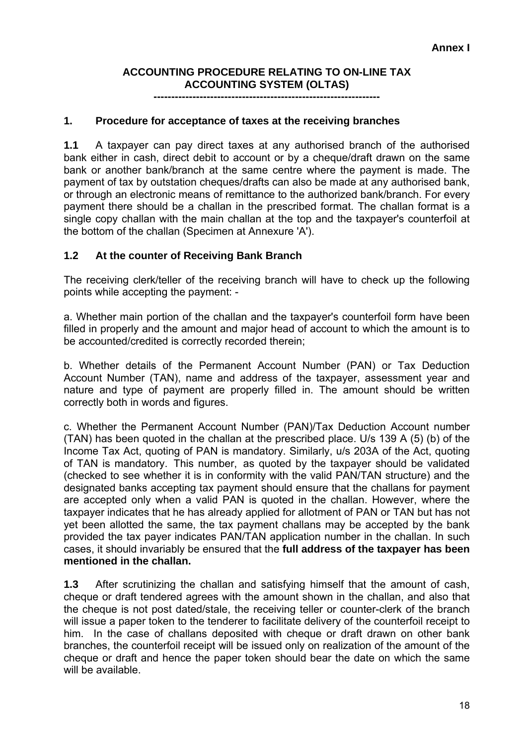**Annex I**

## ACCOUNTING PROCEDURE RELATING TO ON-LINE TAX ACCOUNTING SYSTEM (OLTAS)

---

### 1. Procedure for acceptance of taxes at the receiving branches

**1.1** A taxpayer can pay direct taxes at any authorised branch of the authorised bank either in cash, direct debit to account or by a cheque/draft drawn on the same bank or another bank/branch at the same centre where the payment is made. The payment of tax by outstation cheques/drafts can also be made at any authorised bank, or through an electronic means of remittance to the authorized bank/branch. For every payment there should be a challan in the prescribed format. The challan format is a single copy challan with the main challan at the top and the taxpayer's counterfoil at the bottom of the challan (Specimen at Annexure 'A').

### 1.2 At the counter of Receiving Bank Branch

The receiving clerk/teller of the receiving branch will have to check up the following points while accepting the payment: -

a. Whether main portion of the challan and the taxpayer's counterfoil form have been filled in properly and the amount and major head of account to which the amount is to be accounted/credited is correctly recorded therein;

b. Whether details of the Permanent Account Number (PAN) or Tax Deduction Account Number (TAN), name and address of the taxpayer, assessment year and nature and type of payment are properly filled in. The amount should be written correctly both in words and figures.

c. Whether the Permanent Account Number (PAN)/Tax Deduction Account number (TAN) has been quoted in the challan at the prescribed place. U/s 139 A (5) (b) of the Income Tax Act, quoting of PAN is mandatory. Similarly, u/s 203A of the Act, quoting of TAN is mandatory. This number, as quoted by the taxpayer should be validated (checked to see whether it is in conformity with the valid PAN/TAN structure) and the designated banks accepting tax payment should ensure that the challans for payment are accepted only when a valid PAN is quoted in the challan. However, where the taxpayer indicates that he has already applied for allotment of PAN or TAN but has not yet been allotted the same, the tax payment challans may be accepted by the bank provided the tax payer indicates PAN/TAN application number in the challan. In such cases, it should invariably be ensured that the **full address of the taxpayer has been mentioned in the challan.**

**1.3** After scrutinizing the challan and satisfying himself that the amount of cash, cheque or draft tendered agrees with the amount shown in the challan, and also that the cheque is not post dated/stale, the receiving teller or counter-clerk of the branch will issue a paper token to the tenderer to facilitate delivery of the counterfoil receipt to him. In the case of challans deposited with cheque or draft drawn on other bank branches, the counterfoil receipt will be issued only on realization of the amount of the cheque or draft and hence the paper token should bear the date on which the same will be available.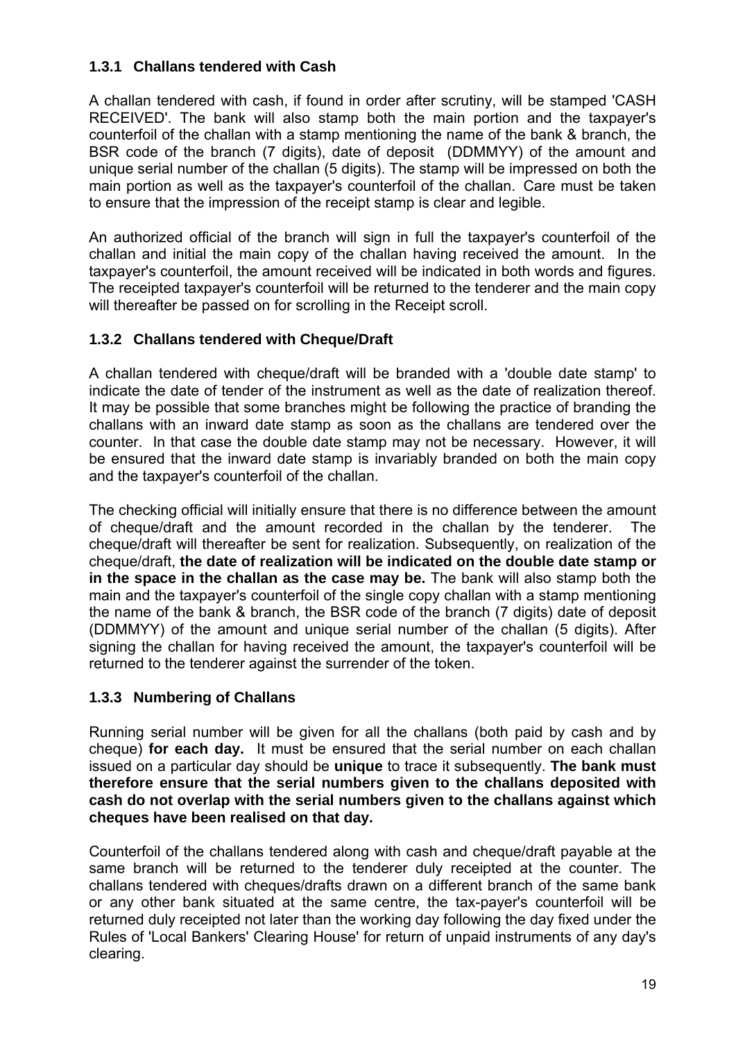### 1.3.1 Challans tendered with Cash

A challan tendered with cash, if found in order after scrutiny, will be stamped 'CASH RECEIVED'. The bank will also stamp both the main portion and the taxpayer's counterfoil of the challan with a stamp mentioning the name of the bank & branch, the BSR code of the branch (7 digits), date of deposit (DDMMYY) of the amount and unique serial number of the challan (5 digits). The stamp will be impressed on both the main portion as well as the taxpayer's counterfoil of the challan. Care must be taken to ensure that the impression of the receipt stamp is clear and legible.

An authorized official of the branch will sign in full the taxpayer's counterfoil of the challan and initial the main copy of the challan having received the amount. In the taxpayer's counterfoil, the amount received will be indicated in both words and figures. The receipted taxpayer's counterfoil will be returned to the tenderer and the main copy will thereafter be passed on for scrolling in the Receipt scroll.

### 1.3.2 Challans tendered with Cheque/Draft

A challan tendered with cheque/draft will be branded with a 'double date stamp' to indicate the date of tender of the instrument as well as the date of realization thereof. It may be possible that some branches might be following the practice of branding the challans with an inward date stamp as soon as the challans are tendered over the counter. In that case the double date stamp may not be necessary. However, it will be ensured that the inward date stamp is invariably branded on both the main copy and the taxpayer's counterfoil of the challan.

The checking official will initially ensure that there is no difference between the amount of cheque/draft and the amount recorded in the challan by the tenderer. The cheque/draft will thereafter be sent for realization. Subsequently, on realization of the cheque/draft, **the date of realization will be indicated on the double date stamp or in the space in the challan as the case may be.** The bank will also stamp both the main and the taxpayer's counterfoil of the single copy challan with a stamp mentioning the name of the bank & branch, the BSR code of the branch (7 digits) date of deposit (DDMMYY) of the amount and unique serial number of the challan (5 digits). After signing the challan for having received the amount, the taxpayer's counterfoil will be returned to the tenderer against the surrender of the token.

### 1.3.3 Numbering of Challans

Running serial number will be given for all the challans (both paid by cash and by cheque) **for each day.** It must be ensured that the serial number on each challan issued on a particular day should be **unique** to trace it subsequently. **The bank must therefore ensure that the serial numbers given to the challans deposited with cash do not overlap with the serial numbers given to the challans against which cheques have been realised on that day.**

Counterfoil of the challans tendered along with cash and cheque/draft payable at the same branch will be returned to the tenderer duly receipted at the counter. The challans tendered with cheques/drafts drawn on a different branch of the same bank or any other bank situated at the same centre, the tax-payer's counterfoil will be returned duly receipted not later than the working day following the day fixed under the Rules of 'Local Bankers' Clearing House' for return of unpaid instruments of any day's clearing.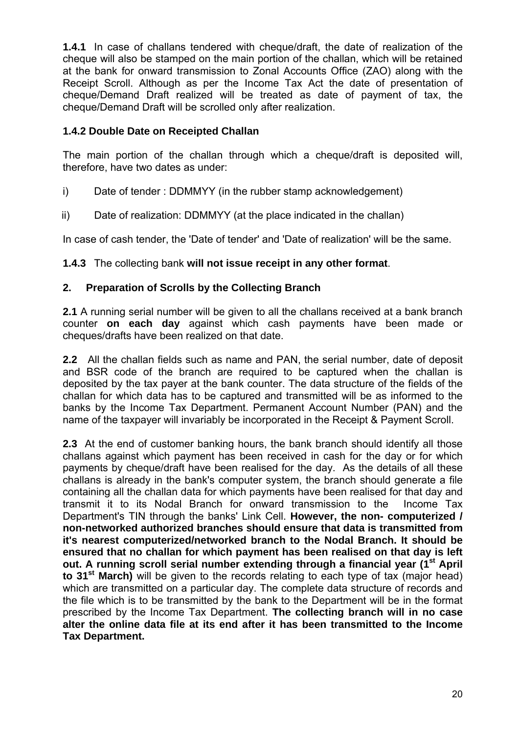**1.4.1** In case of challans tendered with cheque/draft, the date of realization of the cheque will also be stamped on the main portion of the challan, which will be retained at the bank for onward transmission to Zonal Accounts Office (ZAO) along with the Receipt Scroll. Although as per the Income Tax Act the date of presentation of cheque/Demand Draft realized will be treated as date of payment of tax, the cheque/Demand Draft will be scrolled only after realization.

### 1.4.2 Double Date on Receipted Challan

The main portion of the challan through which a cheque/draft is deposited will, therefore, have two dates as under:

i) Date of tender : DDMMYY (in the rubber stamp acknowledgement)

ii) Date of realization: DDMMYY (at the place indicated in the challan)

In case of cash tender, the 'Date of tender' and 'Date of realization' will be the same.

**1.4.3** The collecting bank **will not issue receipt in any other format**.

## 2. Preparation of Scrolls by the Collecting Branch

**2.1** A running serial number will be given to all the challans received at a bank branch counter **on each day** against which cash payments have been made or cheques/drafts have been realized on that date.

**2.2** All the challan fields such as name and PAN, the serial number, date of deposit and BSR code of the branch are required to be captured when the challan is deposited by the tax payer at the bank counter. The data structure of the fields of the challan for which data has to be captured and transmitted will be as informed to the banks by the Income Tax Department. Permanent Account Number (PAN) and the name of the taxpayer will invariably be incorporated in the Receipt & Payment Scroll.

**2.3** At the end of customer banking hours, the bank branch should identify all those challans against which payment has been received in cash for the day or for which payments by cheque/draft have been realised for the day. As the details of all these challans is already in the bank's computer system, the branch should generate a file containing all the challan data for which payments have been realised for that day and transmit it to its Nodal Branch for onward transmission to the Income Tax Department's TIN through the banks' Link Cell. **However, the non- computerized / non-networked authorized branches should ensure that data is transmitted from it's nearest computerized/networked branch to the Nodal Branch. It should be ensured that no challan for which payment has been realised on that day is left out. A running scroll serial number extending through a financial year (1st April to 31st March)** will be given to the records relating to each type of tax (major head) which are transmitted on a particular day. The complete data structure of records and the file which is to be transmitted by the bank to the Department will be in the format prescribed by the Income Tax Department. **The collecting branch will in no case alter the online data file at its end after it has been transmitted to the Income Tax Department.**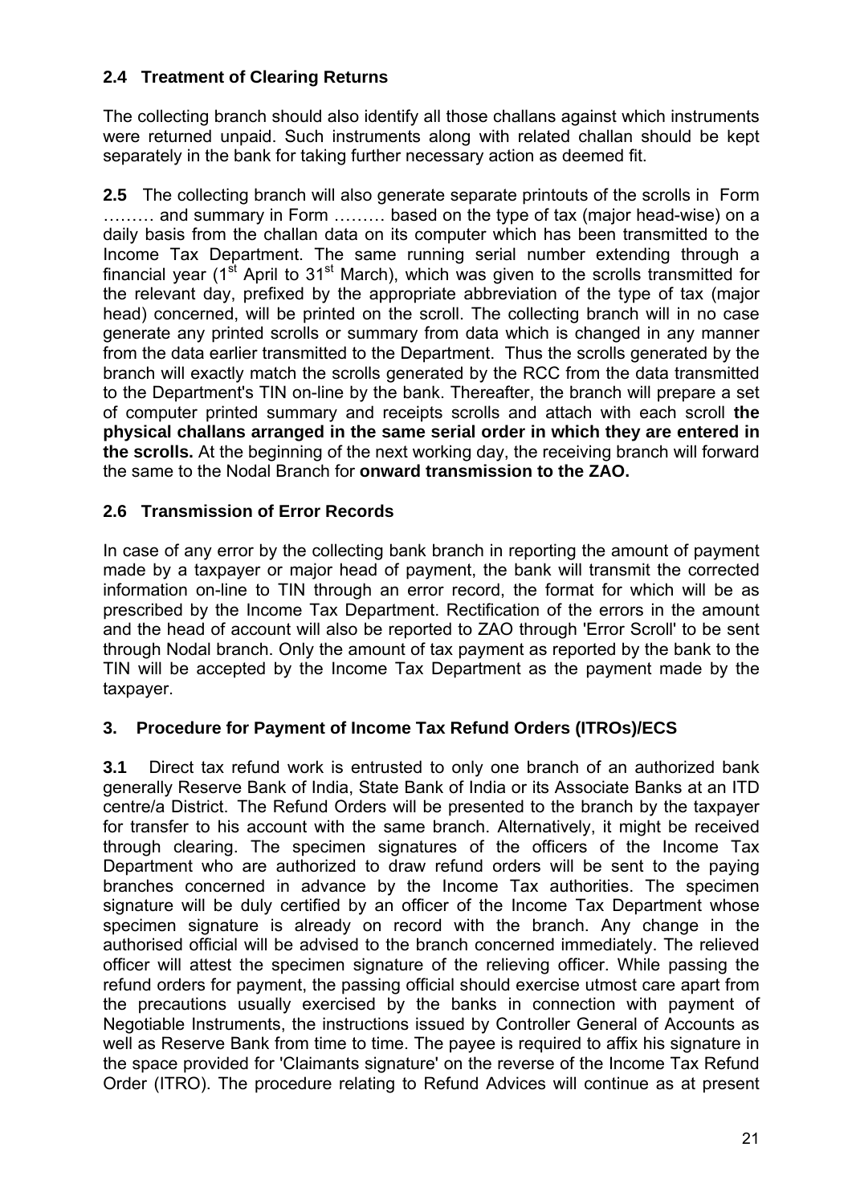### 2.4 Treatment of Clearing Returns

The collecting branch should also identify all those challans against which instruments were returned unpaid. Such instruments along with related challan should be kept separately in the bank for taking further necessary action as deemed fit.

**2.5** The collecting branch will also generate separate printouts of the scrolls in Form ……… and summary in Form ……… based on the type of tax (major head-wise) on a daily basis from the challan data on its computer which has been transmitted to the Income Tax Department. The same running serial number extending through a financial year (1st April to 31st March), which was given to the scrolls transmitted for the relevant day, prefixed by the appropriate abbreviation of the type of tax (major head) concerned, will be printed on the scroll. The collecting branch will in no case generate any printed scrolls or summary from data which is changed in any manner from the data earlier transmitted to the Department. Thus the scrolls generated by the branch will exactly match the scrolls generated by the RCC from the data transmitted to the Department's TIN on-line by the bank. Thereafter, the branch will prepare a set of computer printed summary and receipts scrolls and attach with each scroll **the physical challans arranged in the same serial order in which they are entered in the scrolls.** At the beginning of the next working day, the receiving branch will forward the same to the Nodal Branch for **onward transmission to the ZAO.**

### 2.6 Transmission of Error Records

In case of any error by the collecting bank branch in reporting the amount of payment made by a taxpayer or major head of payment, the bank will transmit the corrected information on-line to TIN through an error record, the format for which will be as prescribed by the Income Tax Department. Rectification of the errors in the amount and the head of account will also be reported to ZAO through 'Error Scroll' to be sent through Nodal branch. Only the amount of tax payment as reported by the bank to the TIN will be accepted by the Income Tax Department as the payment made by the taxpayer.

## 3. Procedure for Payment of Income Tax Refund Orders (ITROs)/ECS

**3.1** Direct tax refund work is entrusted to only one branch of an authorized bank generally Reserve Bank of India, State Bank of India or its Associate Banks at an ITD centre/a District. The Refund Orders will be presented to the branch by the taxpayer for transfer to his account with the same branch. Alternatively, it might be received through clearing. The specimen signatures of the officers of the Income Tax Department who are authorized to draw refund orders will be sent to the paying branches concerned in advance by the Income Tax authorities. The specimen signature will be duly certified by an officer of the Income Tax Department whose specimen signature is already on record with the branch. Any change in the authorised official will be advised to the branch concerned immediately. The relieved officer will attest the specimen signature of the relieving officer. While passing the refund orders for payment, the passing official should exercise utmost care apart from the precautions usually exercised by the banks in connection with payment of Negotiable Instruments, the instructions issued by Controller General of Accounts as well as Reserve Bank from time to time. The payee is required to affix his signature in the space provided for 'Claimants signature' on the reverse of the Income Tax Refund Order (ITRO). The procedure relating to Refund Advices will continue as at present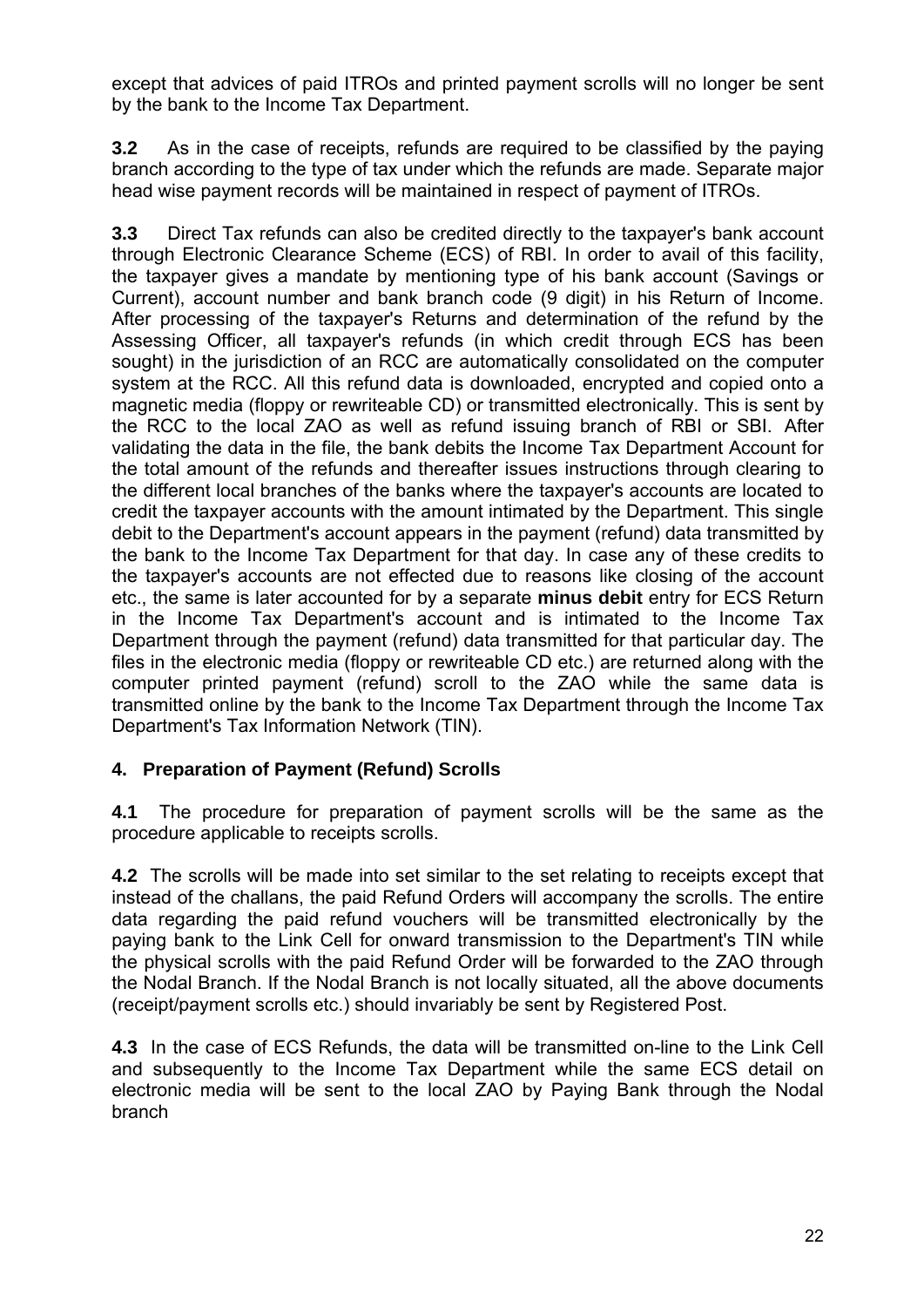except that advices of paid ITROs and printed payment scrolls will no longer be sent by the bank to the Income Tax Department.

**3.2** As in the case of receipts, refunds are required to be classified by the paying branch according to the type of tax under which the refunds are made. Separate major head wise payment records will be maintained in respect of payment of ITROs.

**3.3** Direct Tax refunds can also be credited directly to the taxpayer's bank account through Electronic Clearance Scheme (ECS) of RBI. In order to avail of this facility, the taxpayer gives a mandate by mentioning type of his bank account (Savings or Current), account number and bank branch code (9 digit) in his Return of Income. After processing of the taxpayer's Returns and determination of the refund by the Assessing Officer, all taxpayer's refunds (in which credit through ECS has been sought) in the jurisdiction of an RCC are automatically consolidated on the computer system at the RCC. All this refund data is downloaded, encrypted and copied onto a magnetic media (floppy or rewriteable CD) or transmitted electronically. This is sent by the RCC to the local ZAO as well as refund issuing branch of RBI or SBI. After validating the data in the file, the bank debits the Income Tax Department Account for the total amount of the refunds and thereafter issues instructions through clearing to the different local branches of the banks where the taxpayer's accounts are located to credit the taxpayer accounts with the amount intimated by the Department. This single debit to the Department's account appears in the payment (refund) data transmitted by the bank to the Income Tax Department for that day. In case any of these credits to the taxpayer's accounts are not effected due to reasons like closing of the account etc., the same is later accounted for by a separate **minus debit** entry for ECS Return in the Income Tax Department's account and is intimated to the Income Tax Department through the payment (refund) data transmitted for that particular day. The files in the electronic media (floppy or rewriteable CD etc.) are returned along with the computer printed payment (refund) scroll to the ZAO while the same data is transmitted online by the bank to the Income Tax Department through the Income Tax Department's Tax Information Network (TIN).

## 4. Preparation of Payment (Refund) Scrolls

**4.1** The procedure for preparation of payment scrolls will be the same as the procedure applicable to receipts scrolls.

**4.2** The scrolls will be made into set similar to the set relating to receipts except that instead of the challans, the paid Refund Orders will accompany the scrolls. The entire data regarding the paid refund vouchers will be transmitted electronically by the paying bank to the Link Cell for onward transmission to the Department's TIN while the physical scrolls with the paid Refund Order will be forwarded to the ZAO through the Nodal Branch. If the Nodal Branch is not locally situated, all the above documents (receipt/payment scrolls etc.) should invariably be sent by Registered Post.

**4.3** In the case of ECS Refunds, the data will be transmitted on-line to the Link Cell and subsequently to the Income Tax Department while the same ECS detail on electronic media will be sent to the local ZAO by Paying Bank through the Nodal branch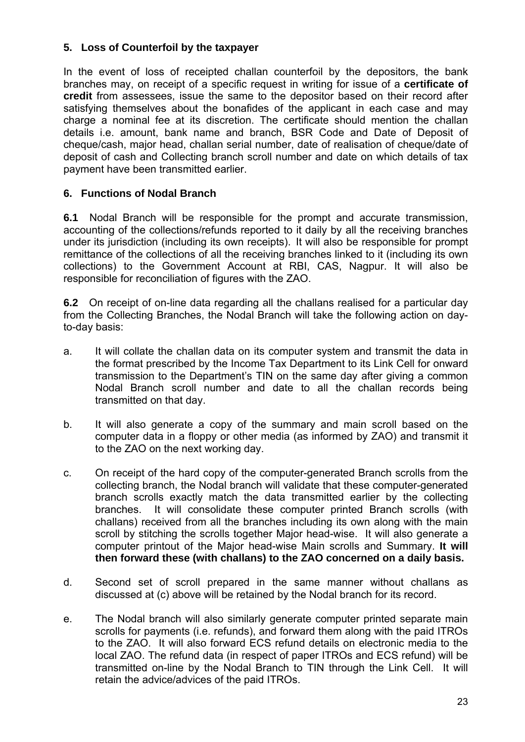## 5. Loss of Counterfoil by the taxpayer

In the event of loss of receipted challan counterfoil by the depositors, the bank branches may, on receipt of a specific request in writing for issue of a **certificate of credit** from assessees, issue the same to the depositor based on their record after satisfying themselves about the bonafides of the applicant in each case and may charge a nominal fee at its discretion. The certificate should mention the challan details i.e. amount, bank name and branch, BSR Code and Date of Deposit of cheque/cash, major head, challan serial number, date of realisation of cheque/date of deposit of cash and Collecting branch scroll number and date on which details of tax payment have been transmitted earlier.

## 6. Functions of Nodal Branch

**6.1** Nodal Branch will be responsible for the prompt and accurate transmission, accounting of the collections/refunds reported to it daily by all the receiving branches under its jurisdiction (including its own receipts). It will also be responsible for prompt remittance of the collections of all the receiving branches linked to it (including its own collections) to the Government Account at RBI, CAS, Nagpur. It will also be responsible for reconciliation of figures with the ZAO.

**6.2** On receipt of on-line data regarding all the challans realised for a particular day from the Collecting Branches, the Nodal Branch will take the following action on day-to-day basis:

a. It will collate the challan data on its computer system and transmit the data in the format prescribed by the Income Tax Department to its Link Cell for onward transmission to the Department's TIN on the same day after giving a common Nodal Branch scroll number and date to all the challan records being transmitted on that day.

b. It will also generate a copy of the summary and main scroll based on the computer data in a floppy or other media (as informed by ZAO) and transmit it to the ZAO on the next working day.

c. On receipt of the hard copy of the computer-generated Branch scrolls from the collecting branch, the Nodal branch will validate that these computer-generated branch scrolls exactly match the data transmitted earlier by the collecting branches. It will consolidate these computer printed Branch scrolls (with challans) received from all the branches including its own along with the main scroll by stitching the scrolls together Major head-wise. It will also generate a computer printout of the Major head-wise Main scrolls and Summary. **It will then forward these (with challans) to the ZAO concerned on a daily basis.**

d. Second set of scroll prepared in the same manner without challans as discussed at (c) above will be retained by the Nodal branch for its record.

e. The Nodal branch will also similarly generate computer printed separate main scrolls for payments (i.e. refunds), and forward them along with the paid ITROs to the ZAO. It will also forward ECS refund details on electronic media to the local ZAO. The refund data (in respect of paper ITROs and ECS refund) will be transmitted on-line by the Nodal Branch to TIN through the Link Cell. It will retain the advice/advices of the paid ITROs.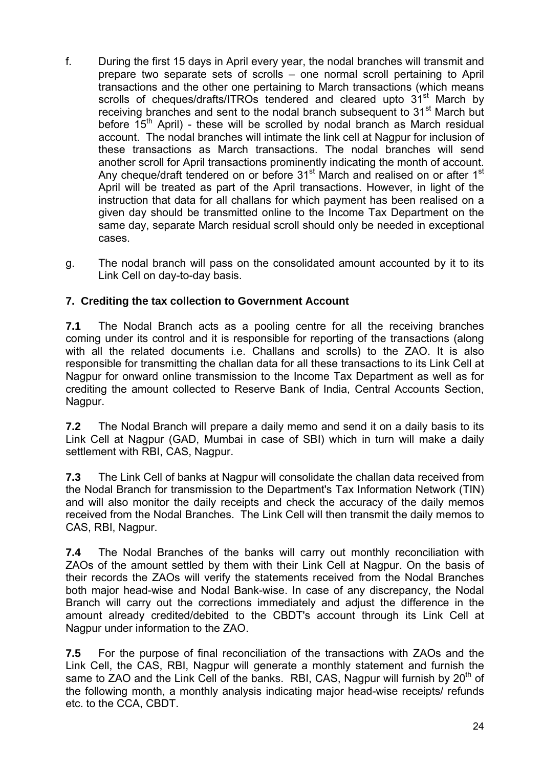f. During the first 15 days in April every year, the nodal branches will transmit and prepare two separate sets of scrolls – one normal scroll pertaining to April transactions and the other one pertaining to March transactions (which means scrolls of cheques/drafts/ITROs tendered and cleared upto 31st March by receiving branches and sent to the nodal branch subsequent to 31st March but before 15th April) - these will be scrolled by nodal branch as March residual account. The nodal branches will intimate the link cell at Nagpur for inclusion of these transactions as March transactions. The nodal branches will send another scroll for April transactions prominently indicating the month of account. Any cheque/draft tendered on or before 31st March and realised on or after 1st April will be treated as part of the April transactions. However, in light of the instruction that data for all challans for which payment has been realised on a given day should be transmitted online to the Income Tax Department on the same day, separate March residual scroll should only be needed in exceptional cases.

g. The nodal branch will pass on the consolidated amount accounted by it to its Link Cell on day-to-day basis.

**7. Crediting the tax collection to Government Account**

**7.1** The Nodal Branch acts as a pooling centre for all the receiving branches coming under its control and it is responsible for reporting of the transactions (along with all the related documents i.e. Challans and scrolls) to the ZAO. It is also responsible for transmitting the challan data for all these transactions to its Link Cell at Nagpur for onward online transmission to the Income Tax Department as well as for crediting the amount collected to Reserve Bank of India, Central Accounts Section, Nagpur.

**7.2** The Nodal Branch will prepare a daily memo and send it on a daily basis to its Link Cell at Nagpur (GAD, Mumbai in case of SBI) which in turn will make a daily settlement with RBI, CAS, Nagpur.

**7.3** The Link Cell of banks at Nagpur will consolidate the challan data received from the Nodal Branch for transmission to the Department's Tax Information Network (TIN) and will also monitor the daily receipts and check the accuracy of the daily memos received from the Nodal Branches. The Link Cell will then transmit the daily memos to CAS, RBI, Nagpur.

**7.4** The Nodal Branches of the banks will carry out monthly reconciliation with ZAOs of the amount settled by them with their Link Cell at Nagpur. On the basis of their records the ZAOs will verify the statements received from the Nodal Branches both major head-wise and Nodal Bank-wise. In case of any discrepancy, the Nodal Branch will carry out the corrections immediately and adjust the difference in the amount already credited/debited to the CBDT's account through its Link Cell at Nagpur under information to the ZAO.

**7.5** For the purpose of final reconciliation of the transactions with ZAOs and the Link Cell, the CAS, RBI, Nagpur will generate a monthly statement and furnish the same to ZAO and the Link Cell of the banks. RBI, CAS, Nagpur will furnish by 20th of the following month, a monthly analysis indicating major head-wise receipts/ refunds etc. to the CCA, CBDT.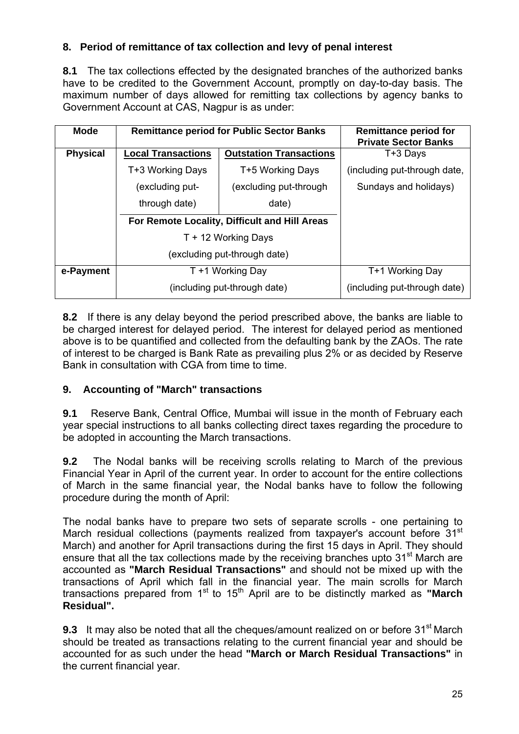## 8. Period of remittance of tax collection and levy of penal interest

**8.1** The tax collections effected by the designated branches of the authorized banks have to be credited to the Government Account, promptly on day-to-day basis. The maximum number of days allowed for remitting tax collections by agency banks to Government Account at CAS, Nagpur is as under:

| Mode | Remittance period for Public Sector Banks | | Remittance period for Private Sector Banks |
|---|---|---|---|
| **Physical** | **Local Transactions** | **Outstation Transactions** | T+3 Days (including put-through date, Sundays and holidays) |
| | T+3 Working Days (excluding put-through date) | T+5 Working Days (excluding put-through date) | |
| | **For Remote Locality, Difficult and Hill Areas** | | |
| | T + 12 Working Days (excluding put-through date) | | |
| **e-Payment** | T +1 Working Day (including put-through date) | | T+1 Working Day (including put-through date) |

**8.2** If there is any delay beyond the period prescribed above, the banks are liable to be charged interest for delayed period. The interest for delayed period as mentioned above is to be quantified and collected from the defaulting bank by the ZAOs. The rate of interest to be charged is Bank Rate as prevailing plus 2% or as decided by Reserve Bank in consultation with CGA from time to time.

## 9. Accounting of "March" transactions

**9.1** Reserve Bank, Central Office, Mumbai will issue in the month of February each year special instructions to all banks collecting direct taxes regarding the procedure to be adopted in accounting the March transactions.

**9.2** The Nodal banks will be receiving scrolls relating to March of the previous Financial Year in April of the current year. In order to account for the entire collections of March in the same financial year, the Nodal banks have to follow the following procedure during the month of April:

The nodal banks have to prepare two sets of separate scrolls - one pertaining to March residual collections (payments realized from taxpayer's account before 31st March) and another for April transactions during the first 15 days in April. They should ensure that all the tax collections made by the receiving branches upto 31st March are accounted as **"March Residual Transactions"** and should not be mixed up with the transactions of April which fall in the financial year. The main scrolls for March transactions prepared from 1st to 15th April are to be distinctly marked as **"March Residual".**

**9.3** It may also be noted that all the cheques/amount realized on or before 31st March should be treated as transactions relating to the current financial year and should be accounted for as such under the head **"March or March Residual Transactions"** in the current financial year.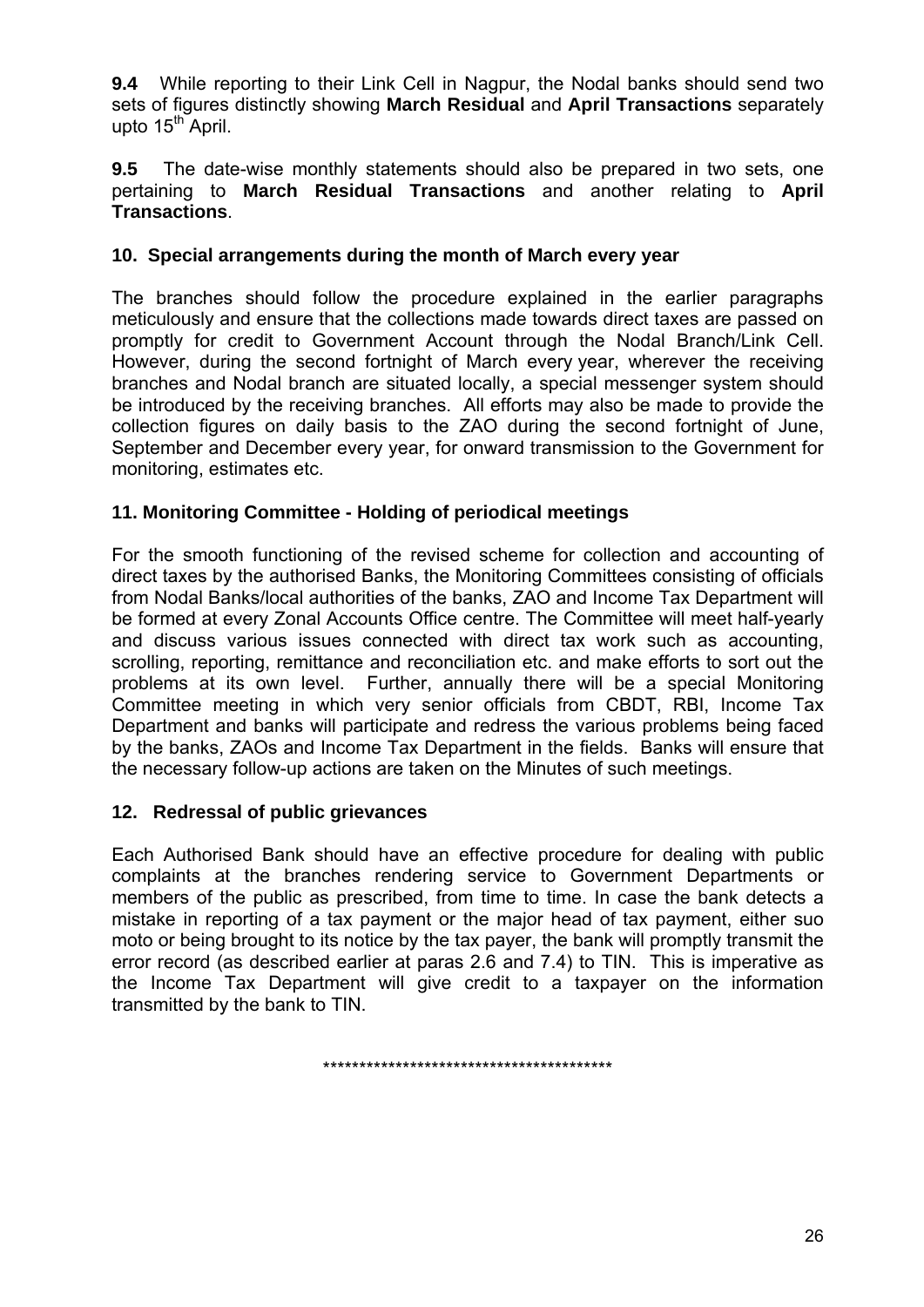**9.4** While reporting to their Link Cell in Nagpur, the Nodal banks should send two sets of figures distinctly showing **March Residual** and **April Transactions** separately upto 15th April.

**9.5** The date-wise monthly statements should also be prepared in two sets, one pertaining to **March Residual Transactions** and another relating to **April Transactions**.

### 10. Special arrangements during the month of March every year

The branches should follow the procedure explained in the earlier paragraphs meticulously and ensure that the collections made towards direct taxes are passed on promptly for credit to Government Account through the Nodal Branch/Link Cell. However, during the second fortnight of March every year, wherever the receiving branches and Nodal branch are situated locally, a special messenger system should be introduced by the receiving branches. All efforts may also be made to provide the collection figures on daily basis to the ZAO during the second fortnight of June, September and December every year, for onward transmission to the Government for monitoring, estimates etc.

### 11. Monitoring Committee - Holding of periodical meetings

For the smooth functioning of the revised scheme for collection and accounting of direct taxes by the authorised Banks, the Monitoring Committees consisting of officials from Nodal Banks/local authorities of the banks, ZAO and Income Tax Department will be formed at every Zonal Accounts Office centre. The Committee will meet half-yearly and discuss various issues connected with direct tax work such as accounting, scrolling, reporting, remittance and reconciliation etc. and make efforts to sort out the problems at its own level. Further, annually there will be a special Monitoring Committee meeting in which very senior officials from CBDT, RBI, Income Tax Department and banks will participate and redress the various problems being faced by the banks, ZAOs and Income Tax Department in the fields. Banks will ensure that the necessary follow-up actions are taken on the Minutes of such meetings.

### 12. Redressal of public grievances

Each Authorised Bank should have an effective procedure for dealing with public complaints at the branches rendering service to Government Departments or members of the public as prescribed, from time to time. In case the bank detects a mistake in reporting of a tax payment or the major head of tax payment, either suo moto or being brought to its notice by the tax payer, the bank will promptly transmit the error record (as described earlier at paras 2.6 and 7.4) to TIN. This is imperative as the Income Tax Department will give credit to a taxpayer on the information transmitted by the bank to TIN.

*****************************************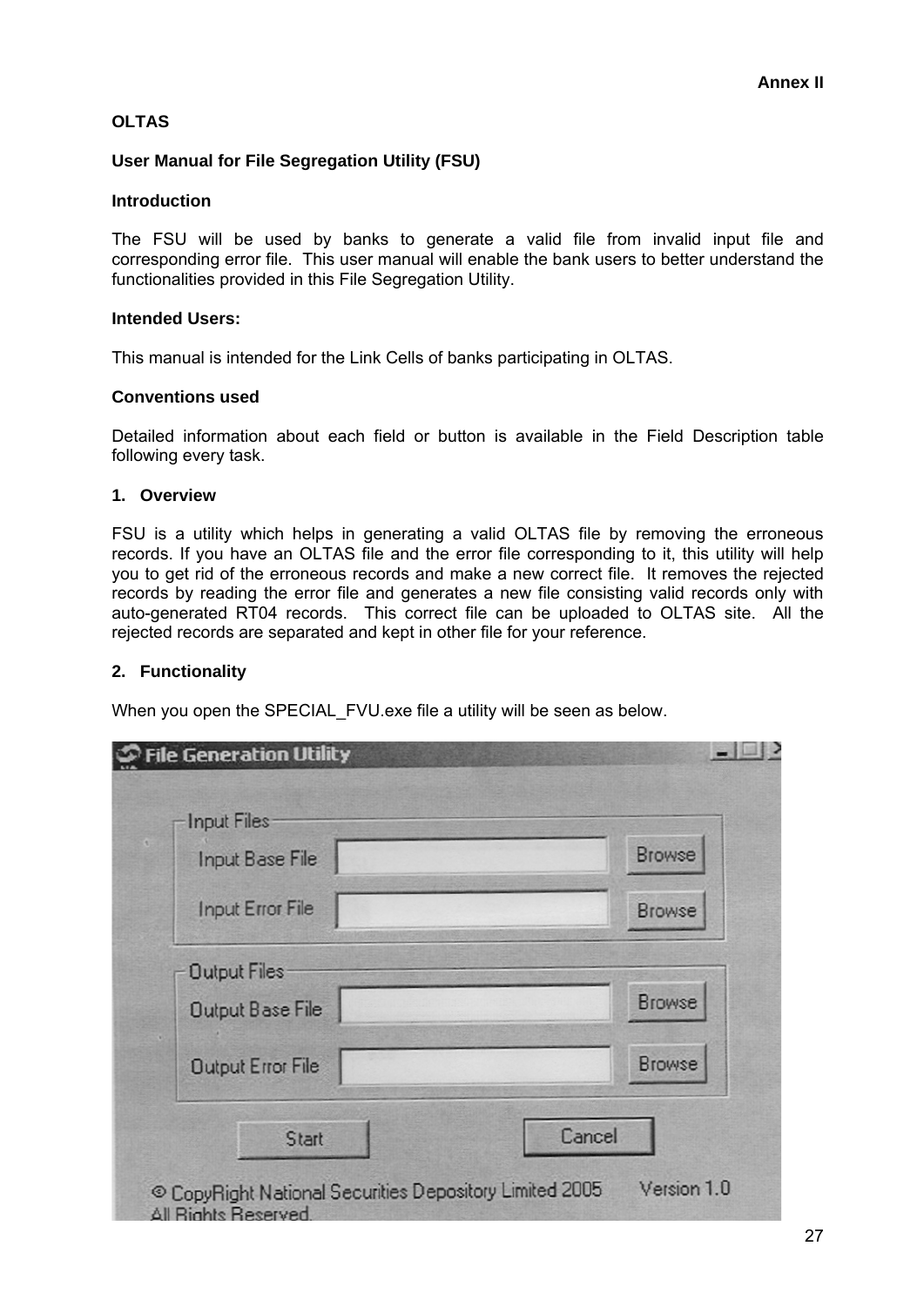**Annex II**

**OLTAS**

**User Manual for File Segregation Utility (FSU)**

**Introduction**

The FSU will be used by banks to generate a valid file from invalid input file and corresponding error file. This user manual will enable the bank users to better understand the functionalities provided in this File Segregation Utility.

**Intended Users:**

This manual is intended for the Link Cells of banks participating in OLTAS.

**Conventions used**

Detailed information about each field or button is available in the Field Description table following every task.

**1. Overview**

FSU is a utility which helps in generating a valid OLTAS file by removing the erroneous records. If you have an OLTAS file and the error file corresponding to it, this utility will help you to get rid of the erroneous records and make a new correct file. It removes the rejected records by reading the error file and generates a new file consisting valid records only with auto-generated RT04 records. This correct file can be uploaded to OLTAS site. All the rejected records are separated and kept in other file for your reference.

**2. Functionality**

When you open the SPECIAL_FVU.exe file a utility will be seen as below.

File Generation Utility

Input Files
Input Base File [Browse]
Input Error File [Browse]

Output Files
Output Base File [Browse]
Output Error File [Browse]

[Start] [Cancel]

© CopyRight National Securities Depository Limited 2005 Version 1.0
All Rights Reserved.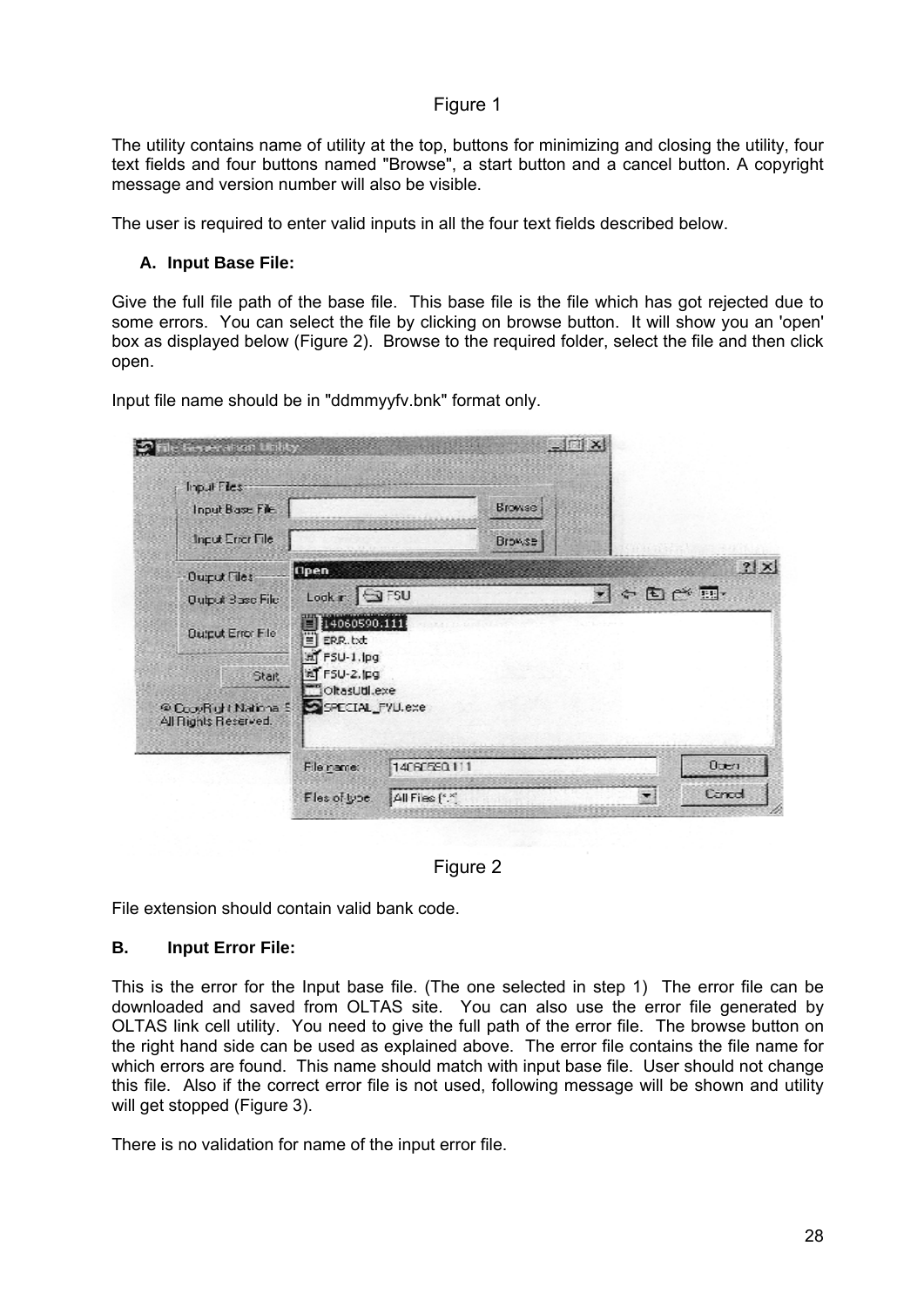Figure 1

The utility contains name of utility at the top, buttons for minimizing and closing the utility, four text fields and four buttons named "Browse", a start button and a cancel button. A copyright message and version number will also be visible.

The user is required to enter valid inputs in all the four text fields described below.

**A. Input Base File:**

Give the full file path of the base file. This base file is the file which has got rejected due to some errors. You can select the file by clicking on browse button. It will show you an 'open' box as displayed below (Figure 2). Browse to the required folder, select the file and then click open.

Input file name should be in "ddmmyyfv.bnk" format only.

Figure 2

File extension should contain valid bank code.

**B. Input Error File:**

This is the error for the Input base file. (The one selected in step 1) The error file can be downloaded and saved from OLTAS site. You can also use the error file generated by OLTAS link cell utility. You need to give the full path of the error file. The browse button on the right hand side can be used as explained above. The error file contains the file name for which errors are found. This name should match with input base file. User should not change this file. Also if the correct error file is not used, following message will be shown and utility will get stopped (Figure 3).

There is no validation for name of the input error file.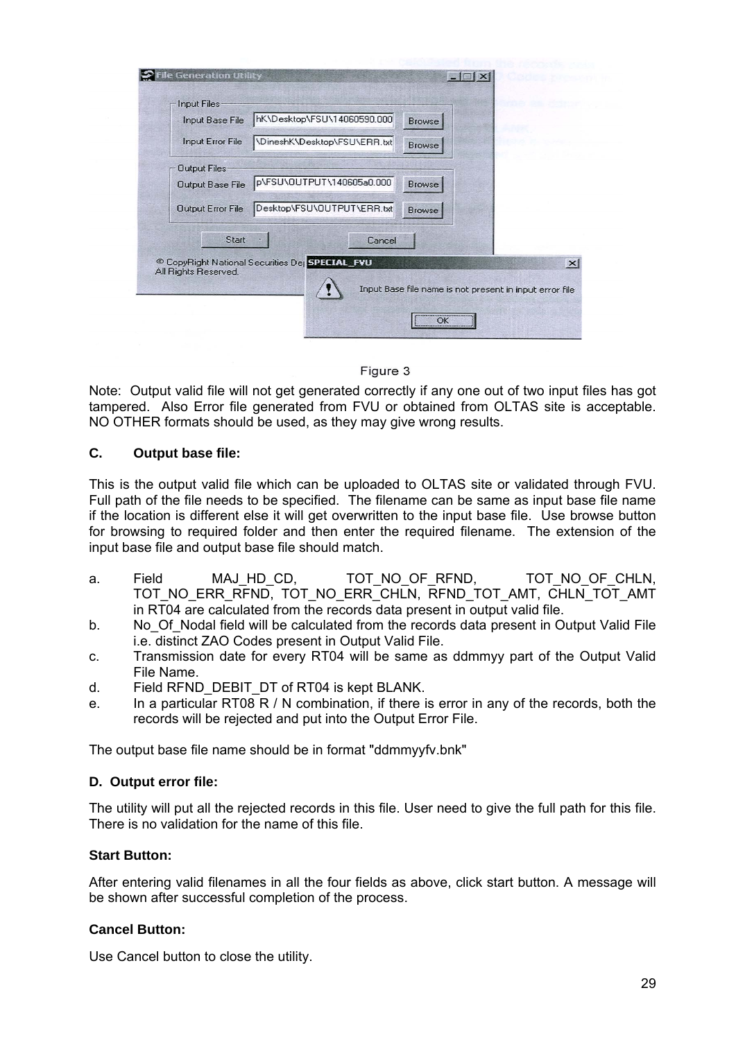Figure 3

Note: Output valid file will not get generated correctly if any one out of two input files has got tampered. Also Error file generated from FVU or obtained from OLTAS site is acceptable. NO OTHER formats should be used, as they may give wrong results.

**C. Output base file:**

This is the output valid file which can be uploaded to OLTAS site or validated through FVU. Full path of the file needs to be specified. The filename can be same as input base file name if the location is different else it will get overwritten to the input base file. Use browse button for browsing to required folder and then enter the required filename. The extension of the input base file and output base file should match.

a. Field MAJ_HD_CD, TOT_NO_OF_RFND, TOT_NO_OF_CHLN, TOT_NO_ERR_RFND, TOT_NO_ERR_CHLN, RFND_TOT_AMT, CHLN_TOT_AMT in RT04 are calculated from the records data present in output valid file.
b. No_Of_Nodal field will be calculated from the records data present in Output Valid File i.e. distinct ZAO Codes present in Output Valid File.
c. Transmission date for every RT04 will be same as ddmmyy part of the Output Valid File Name.
d. Field RFND_DEBIT_DT of RT04 is kept BLANK.
e. In a particular RT08 R / N combination, if there is error in any of the records, both the records will be rejected and put into the Output Error File.

The output base file name should be in format "ddmmyyfv.bnk"

**D. Output error file:**

The utility will put all the rejected records in this file. User need to give the full path for this file. There is no validation for the name of this file.

**Start Button:**

After entering valid filenames in all the four fields as above, click start button. A message will be shown after successful completion of the process.

**Cancel Button:**

Use Cancel button to close the utility.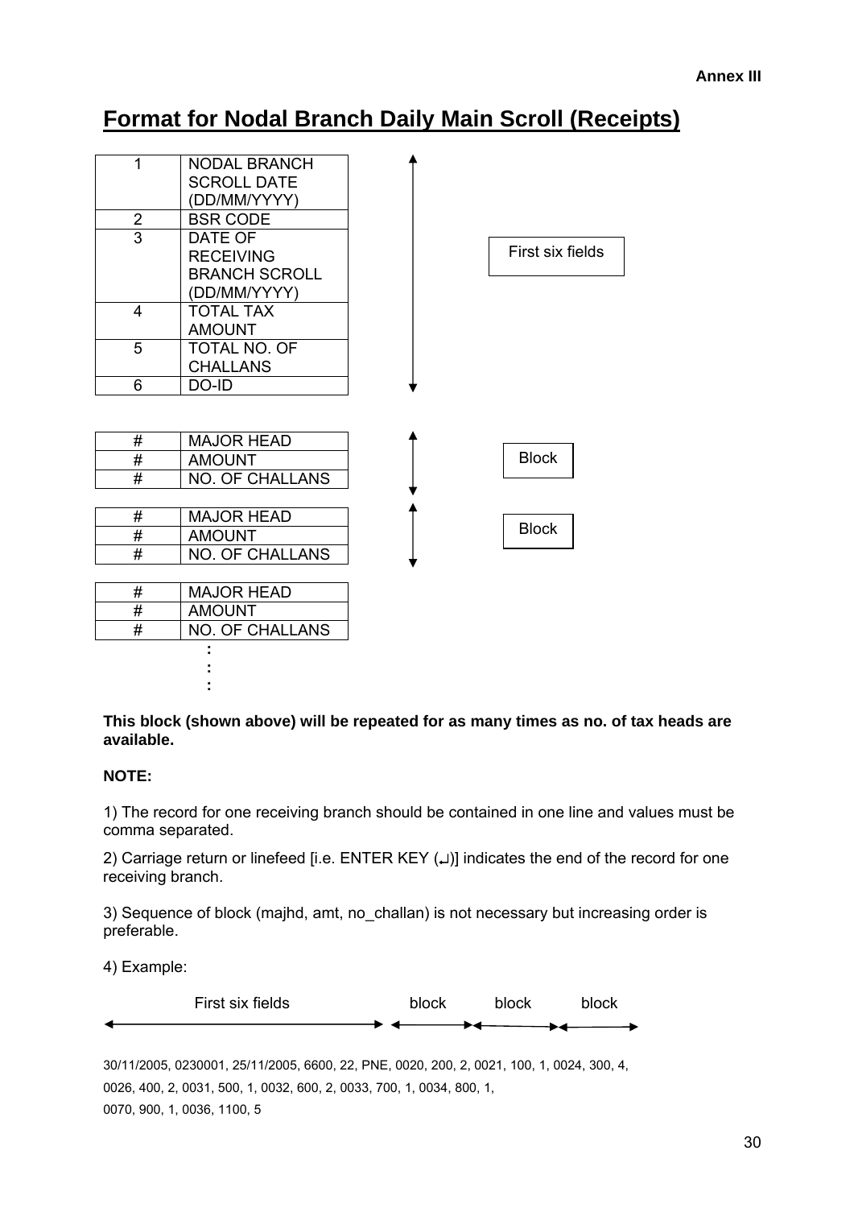Annex III

# Format for Nodal Branch Daily Main Scroll (Receipts)

| | | |
|---|---|---|
| 1 | NODAL BRANCH SCROLL DATE (DD/MM/YYYY) | First six fields |
| 2 | BSR CODE | |
| 3 | DATE OF RECEIVING BRANCH SCROLL (DD/MM/YYYY) | |
| 4 | TOTAL TAX AMOUNT | |
| 5 | TOTAL NO. OF CHALLANS | |
| 6 | DO-ID | |

| | | |
|---|---|---|
| # | MAJOR HEAD | Block |
| # | AMOUNT | |
| # | NO. OF CHALLANS | |

| | | |
|---|---|---|
| # | MAJOR HEAD | Block |
| # | AMOUNT | |
| # | NO. OF CHALLANS | |

| | |
|---|---|
| # | MAJOR HEAD |
| # | AMOUNT |
| # | NO. OF CHALLANS |

:
:
:

**This block (shown above) will be repeated for as many times as no. of tax heads are available.**

**NOTE:**

1) The record for one receiving branch should be contained in one line and values must be comma separated.

2) Carriage return or linefeed [i.e. ENTER KEY (↵)] indicates the end of the record for one receiving branch.

3) Sequence of block (majhd, amt, no_challan) is not necessary but increasing order is preferable.

4) Example:

First six fields ←→ block ←→ block ←→ block ←→

30/11/2005, 0230001, 25/11/2005, 6600, 22, PNE, 0020, 200, 2, 0021, 100, 1, 0024, 300, 4, 0026, 400, 2, 0031, 500, 1, 0032, 600, 2, 0033, 700, 1, 0034, 800, 1, 0070, 900, 1, 0036, 1100, 5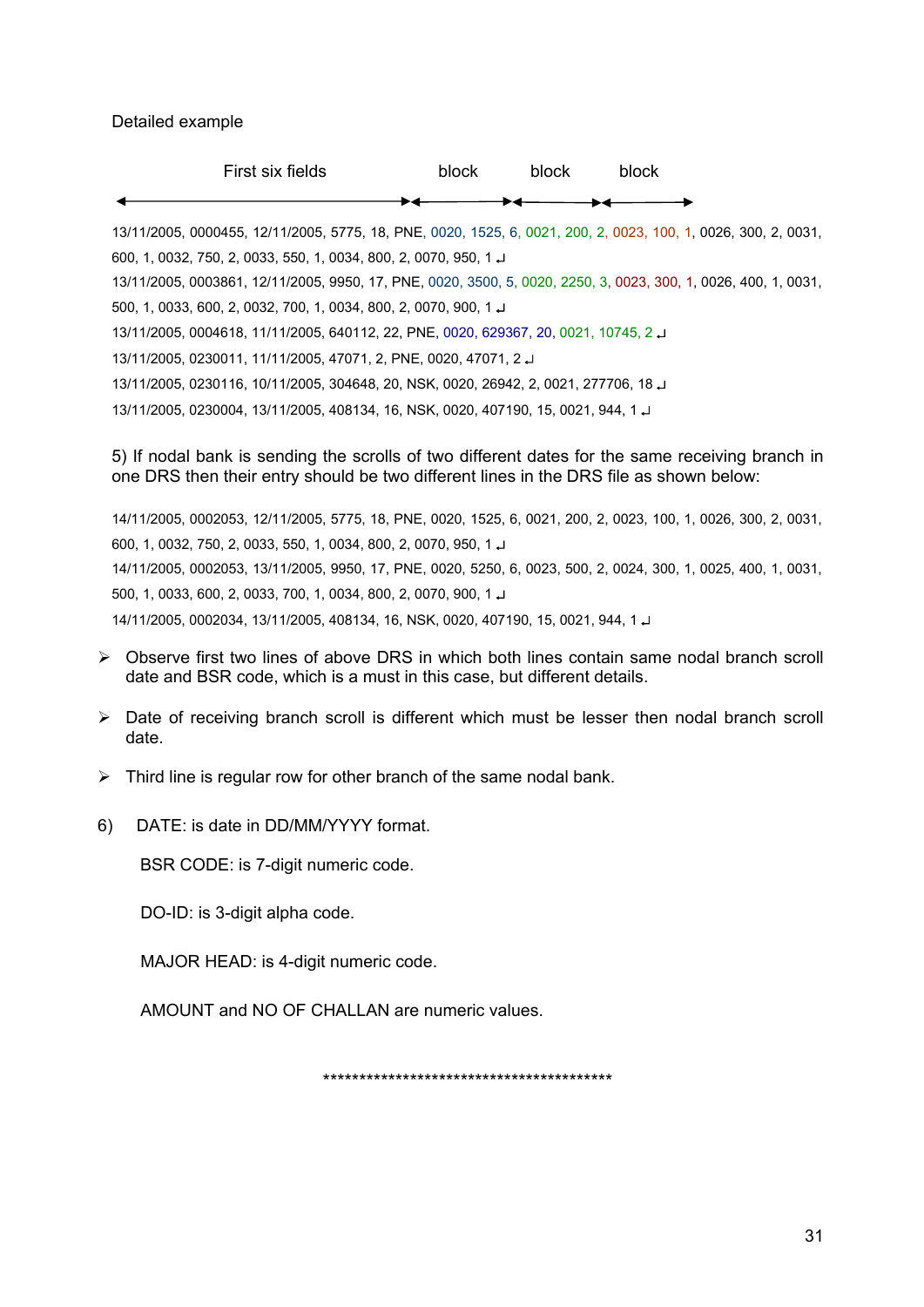Detailed example

First six fields ⟷ block ⟷ block ⟷ block

13/11/2005, 0000455, 12/11/2005, 5775, 18, PNE, 0020, 1525, 6, 0021, 200, 2, 0023, 100, 1, 0026, 300, 2, 0031, 600, 1, 0032, 750, 2, 0033, 550, 1, 0034, 800, 2, 0070, 950, 1 ↵
13/11/2005, 0003861, 12/11/2005, 9950, 17, PNE, 0020, 3500, 5, 0020, 2250, 3, 0023, 300, 1, 0026, 400, 1, 0031, 500, 1, 0033, 600, 2, 0032, 700, 1, 0034, 800, 2, 0070, 900, 1 ↵
13/11/2005, 0004618, 11/11/2005, 640112, 22, PNE, 0020, 629367, 20, 0021, 10745, 2 ↵
13/11/2005, 0230011, 11/11/2005, 47071, 2, PNE, 0020, 47071, 2 ↵
13/11/2005, 0230116, 10/11/2005, 304648, 20, NSK, 0020, 26942, 2, 0021, 277706, 18 ↵
13/11/2005, 0230004, 13/11/2005, 408134, 16, NSK, 0020, 407190, 15, 0021, 944, 1 ↵

5) If nodal bank is sending the scrolls of two different dates for the same receiving branch in one DRS then their entry should be two different lines in the DRS file as shown below:

14/11/2005, 0002053, 12/11/2005, 5775, 18, PNE, 0020, 1525, 6, 0021, 200, 2, 0023, 100, 1, 0026, 300, 2, 0031, 600, 1, 0032, 750, 2, 0033, 550, 1, 0034, 800, 2, 0070, 950, 1 ↵
14/11/2005, 0002053, 13/11/2005, 9950, 17, PNE, 0020, 5250, 6, 0023, 500, 2, 0024, 300, 1, 0025, 400, 1, 0031, 500, 1, 0033, 600, 2, 0033, 700, 1, 0034, 800, 2, 0070, 900, 1 ↵
14/11/2005, 0002034, 13/11/2005, 408134, 16, NSK, 0020, 407190, 15, 0021, 944, 1 ↵

- Observe first two lines of above DRS in which both lines contain same nodal branch scroll date and BSR code, which is a must in this case, but different details.
- Date of receiving branch scroll is different which must be lesser then nodal branch scroll date.
- Third line is regular row for other branch of the same nodal bank.

6) DATE: is date in DD/MM/YYYY format.

BSR CODE: is 7-digit numeric code.

DO-ID: is 3-digit alpha code.

MAJOR HEAD: is 4-digit numeric code.

AMOUNT and NO OF CHALLAN are numeric values.

******************************************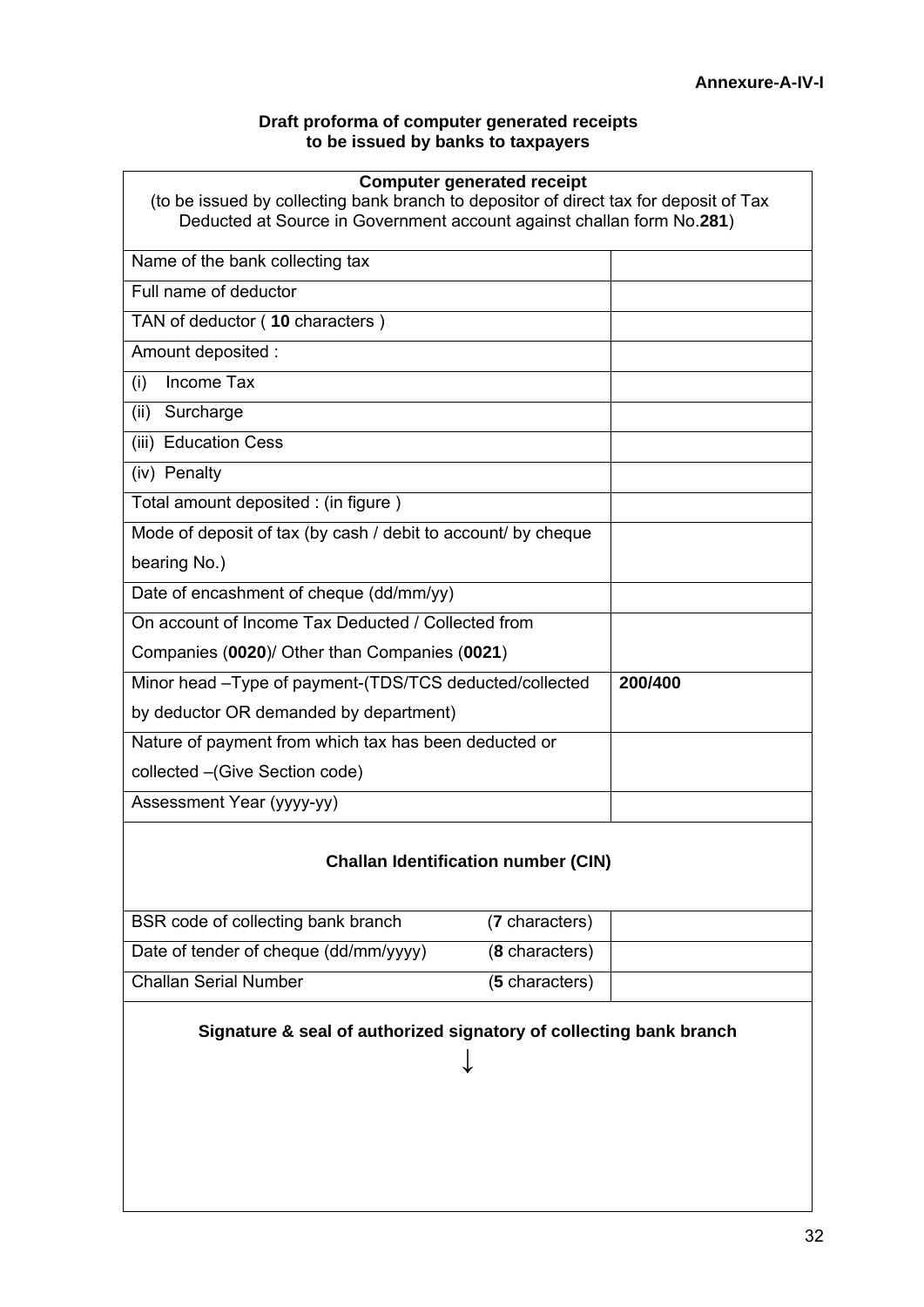**Annexure-A-IV-I**

**Draft proforma of computer generated receipts to be issued by banks to taxpayers**

| **Computer generated receipt**<br>(to be issued by collecting bank branch to depositor of direct tax for deposit of Tax Deducted at Source in Government account against challan form No.**281**) | |
|---|---|
| Name of the bank collecting tax | |
| Full name of deductor | |
| TAN of deductor ( **10** characters ) | |
| Amount deposited : | |
| (i) Income Tax | |
| (ii) Surcharge | |
| (iii) Education Cess | |
| (iv) Penalty | |
| Total amount deposited : (in figure ) | |
| Mode of deposit of tax (by cash / debit to account/ by cheque bearing No.) | |
| Date of encashment of cheque (dd/mm/yy) | |
| On account of Income Tax Deducted / Collected from Companies (**0020**)/ Other than Companies (**0021**) | |
| Minor head –Type of payment-(TDS/TCS deducted/collected by deductor OR demanded by department) | **200/400** |
| Nature of payment from which tax has been deducted or collected –(Give Section code) | |
| Assessment Year (yyyy-yy) | |

**Challan Identification number (CIN)**

| | | |
|---|---|---|
| BSR code of collecting bank branch | (**7** characters) | |
| Date of tender of cheque (dd/mm/yyyy) | (**8** characters) | |
| Challan Serial Number | (**5** characters) | |

**Signature & seal of authorized signatory of collecting bank branch**

↓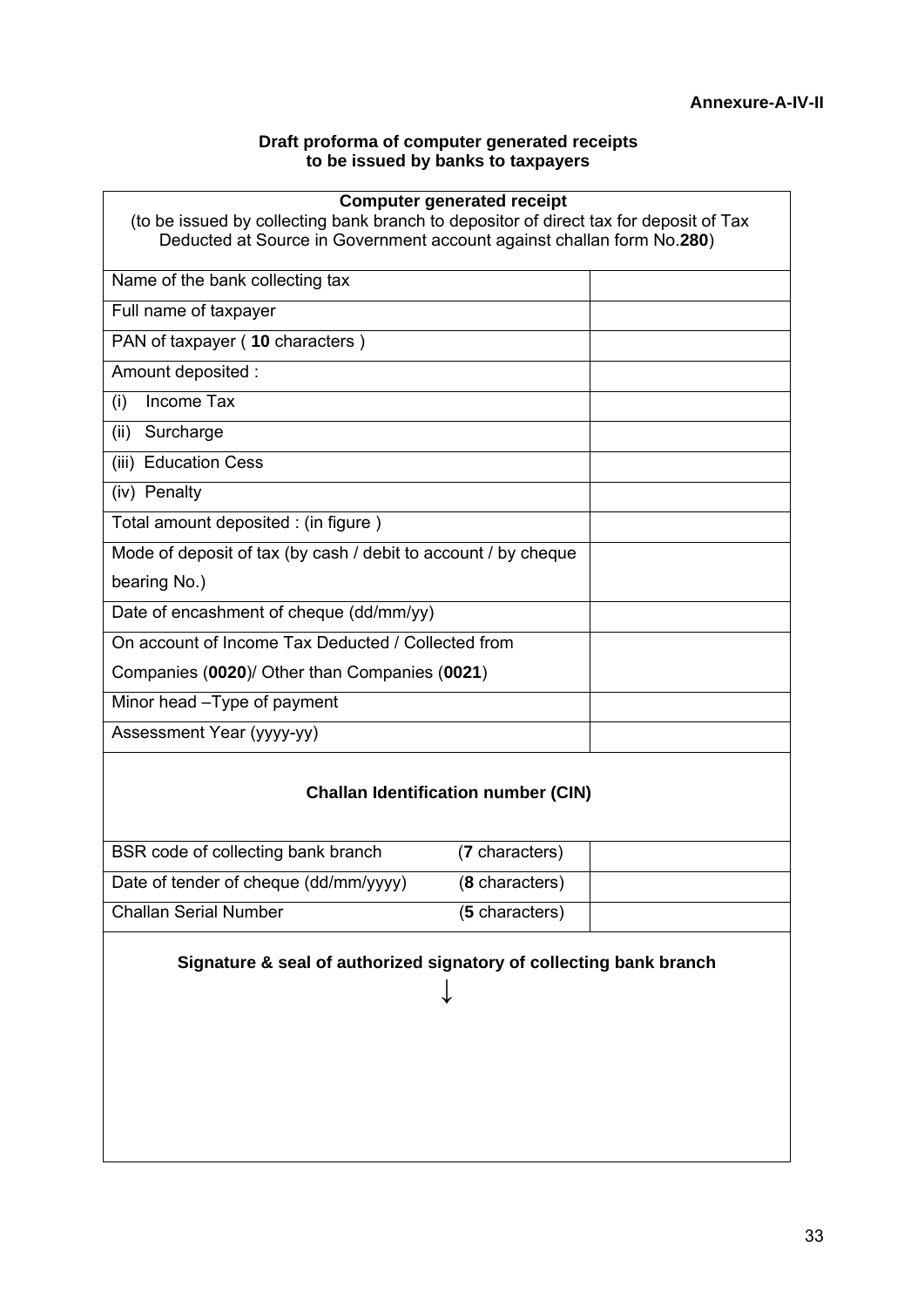**Annexure-A-IV-II**

**Draft proforma of computer generated receipts to be issued by banks to taxpayers**

**Computer generated receipt**

(to be issued by collecting bank branch to depositor of direct tax for deposit of Tax Deducted at Source in Government account against challan form No.**280**)

| | |
|---|---|
| Name of the bank collecting tax | |
| Full name of taxpayer | |
| PAN of taxpayer ( **10** characters ) | |
| Amount deposited : | |
| (i) Income Tax | |
| (ii) Surcharge | |
| (iii) Education Cess | |
| (iv) Penalty | |
| Total amount deposited : (in figure ) | |
| Mode of deposit of tax (by cash / debit to account / by cheque bearing No.) | |
| Date of encashment of cheque (dd/mm/yy) | |
| On account of Income Tax Deducted / Collected from Companies (**0020**)/ Other than Companies (**0021**) | |
| Minor head –Type of payment | |
| Assessment Year (yyyy-yy) | |

**Challan Identification number (CIN)**

| | | |
|---|---|---|
| BSR code of collecting bank branch | (**7** characters) | |
| Date of tender of cheque (dd/mm/yyyy) | (**8** characters) | |
| Challan Serial Number | (**5** characters) | |

**Signature & seal of authorized signatory of collecting bank branch**

↓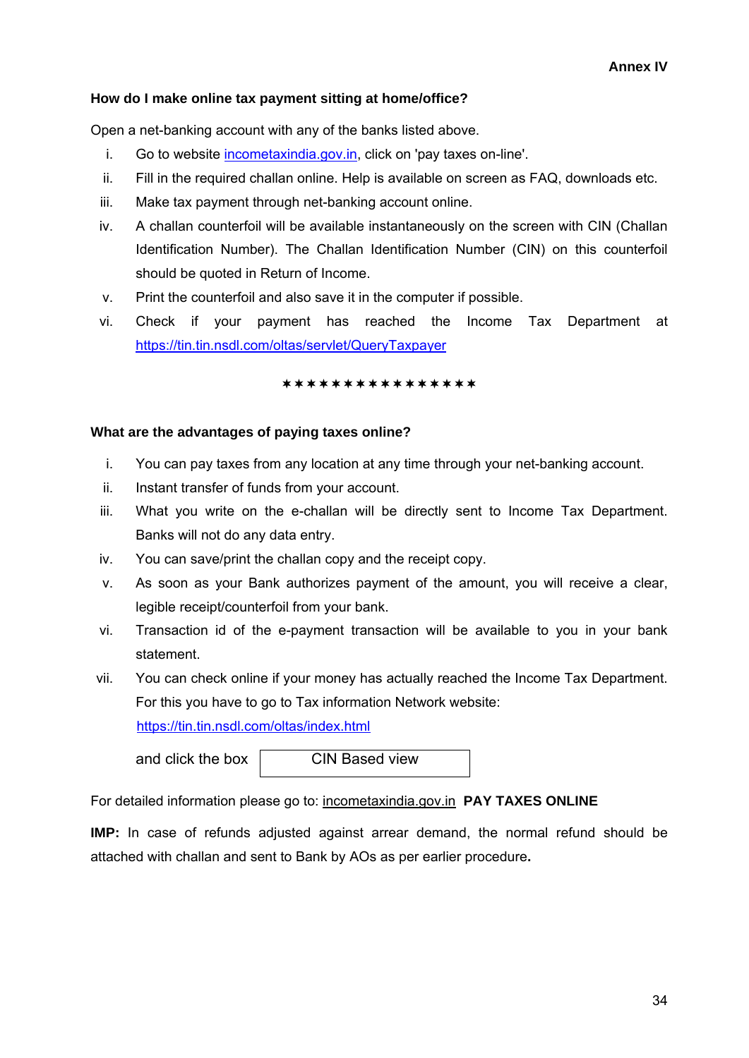**Annex IV**

**How do I make online tax payment sitting at home/office?**

Open a net-banking account with any of the banks listed above.

i. Go to website incometaxindia.gov.in, click on 'pay taxes on-line'.
ii. Fill in the required challan online. Help is available on screen as FAQ, downloads etc.
iii. Make tax payment through net-banking account online.
iv. A challan counterfoil will be available instantaneously on the screen with CIN (Challan Identification Number). The Challan Identification Number (CIN) on this counterfoil should be quoted in Return of Income.
v. Print the counterfoil and also save it in the computer if possible.
vi. Check if your payment has reached the Income Tax Department at https://tin.tin.nsdl.com/oltas/servlet/QueryTaxpayer

✶✶✶✶✶✶✶✶✶✶✶✶✶✶✶✶

**What are the advantages of paying taxes online?**

i. You can pay taxes from any location at any time through your net-banking account.
ii. Instant transfer of funds from your account.
iii. What you write on the e-challan will be directly sent to Income Tax Department. Banks will not do any data entry.
iv. You can save/print the challan copy and the receipt copy.
v. As soon as your Bank authorizes payment of the amount, you will receive a clear, legible receipt/counterfoil from your bank.
vi. Transaction id of the e-payment transaction will be available to you in your bank statement.
vii. You can check online if your money has actually reached the Income Tax Department. For this you have to go to Tax information Network website: https://tin.tin.nsdl.com/oltas/index.html

    and click the box [ CIN Based view ]

For detailed information please go to: incometaxindia.gov.in **PAY TAXES ONLINE**

**IMP:** In case of refunds adjusted against arrear demand, the normal refund should be attached with challan and sent to Bank by AOs as per earlier procedure**.**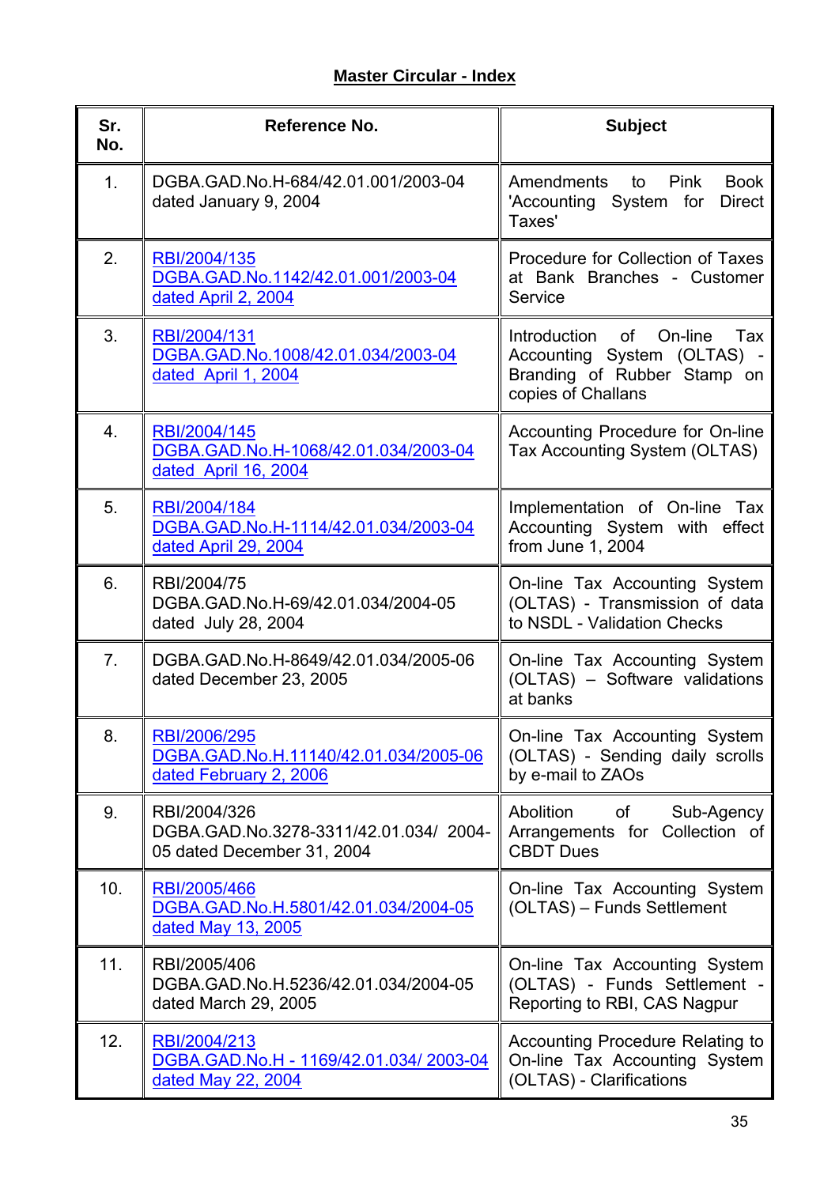**Master Circular - Index**

| Sr. No. | Reference No. | Subject |
|---|---|---|
| 1. | DGBA.GAD.No.H-684/42.01.001/2003-04 dated January 9, 2004 | Amendments to Pink Book 'Accounting System for Direct Taxes' |
| 2. | RBI/2004/135 DGBA.GAD.No.1142/42.01.001/2003-04 dated April 2, 2004 | Procedure for Collection of Taxes at Bank Branches - Customer Service |
| 3. | RBI/2004/131 DGBA.GAD.No.1008/42.01.034/2003-04 dated April 1, 2004 | Introduction of On-line Tax Accounting System (OLTAS) - Branding of Rubber Stamp on copies of Challans |
| 4. | RBI/2004/145 DGBA.GAD.No.H-1068/42.01.034/2003-04 dated April 16, 2004 | Accounting Procedure for On-line Tax Accounting System (OLTAS) |
| 5. | RBI/2004/184 DGBA.GAD.No.H-1114/42.01.034/2003-04 dated April 29, 2004 | Implementation of On-line Tax Accounting System with effect from June 1, 2004 |
| 6. | RBI/2004/75 DGBA.GAD.No.H-69/42.01.034/2004-05 dated July 28, 2004 | On-line Tax Accounting System (OLTAS) - Transmission of data to NSDL - Validation Checks |
| 7. | DGBA.GAD.No.H-8649/42.01.034/2005-06 dated December 23, 2005 | On-line Tax Accounting System (OLTAS) – Software validations at banks |
| 8. | RBI/2006/295 DGBA.GAD.No.H.11140/42.01.034/2005-06 dated February 2, 2006 | On-line Tax Accounting System (OLTAS) - Sending daily scrolls by e-mail to ZAOs |
| 9. | RBI/2004/326 DGBA.GAD.No.3278-3311/42.01.034/ 2004-05 dated December 31, 2004 | Abolition of Sub-Agency Arrangements for Collection of CBDT Dues |
| 10. | RBI/2005/466 DGBA.GAD.No.H.5801/42.01.034/2004-05 dated May 13, 2005 | On-line Tax Accounting System (OLTAS) – Funds Settlement |
| 11. | RBI/2005/406 DGBA.GAD.No.H.5236/42.01.034/2004-05 dated March 29, 2005 | On-line Tax Accounting System (OLTAS) - Funds Settlement - Reporting to RBI, CAS Nagpur |
| 12. | RBI/2004/213 DGBA.GAD.No.H - 1169/42.01.034/ 2003-04 dated May 22, 2004 | Accounting Procedure Relating to On-line Tax Accounting System (OLTAS) - Clarifications |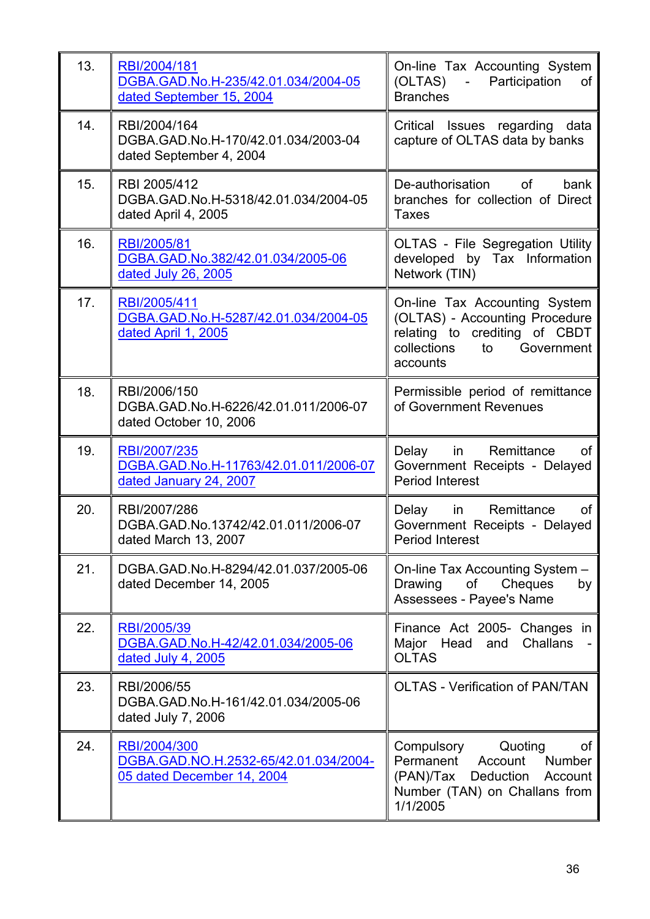| | | |
|---|---|---|
| 13. | RBI/2004/181 DGBA.GAD.No.H-235/42.01.034/2004-05 dated September 15, 2004 | On-line Tax Accounting System (OLTAS) - Participation of Branches |
| 14. | RBI/2004/164 DGBA.GAD.No.H-170/42.01.034/2003-04 dated September 4, 2004 | Critical Issues regarding data capture of OLTAS data by banks |
| 15. | RBI 2005/412 DGBA.GAD.No.H-5318/42.01.034/2004-05 dated April 4, 2005 | De-authorisation of bank branches for collection of Direct Taxes |
| 16. | RBI/2005/81 DGBA.GAD.No.382/42.01.034/2005-06 dated July 26, 2005 | OLTAS - File Segregation Utility developed by Tax Information Network (TIN) |
| 17. | RBI/2005/411 DGBA.GAD.No.H-5287/42.01.034/2004-05 dated April 1, 2005 | On-line Tax Accounting System (OLTAS) - Accounting Procedure relating to crediting of CBDT collections to Government accounts |
| 18. | RBI/2006/150 DGBA.GAD.No.H-6226/42.01.011/2006-07 dated October 10, 2006 | Permissible period of remittance of Government Revenues |
| 19. | RBI/2007/235 DGBA.GAD.No.H-11763/42.01.011/2006-07 dated January 24, 2007 | Delay in Remittance of Government Receipts - Delayed Period Interest |
| 20. | RBI/2007/286 DGBA.GAD.No.13742/42.01.011/2006-07 dated March 13, 2007 | Delay in Remittance of Government Receipts - Delayed Period Interest |
| 21. | DGBA.GAD.No.H-8294/42.01.037/2005-06 dated December 14, 2005 | On-line Tax Accounting System – Drawing of Cheques by Assessees - Payee's Name |
| 22. | RBI/2005/39 DGBA.GAD.No.H-42/42.01.034/2005-06 dated July 4, 2005 | Finance Act 2005- Changes in Major Head and Challans - OLTAS |
| 23. | RBI/2006/55 DGBA.GAD.No.H-161/42.01.034/2005-06 dated July 7, 2006 | OLTAS - Verification of PAN/TAN |
| 24. | RBI/2004/300 DGBA.GAD.NO.H.2532-65/42.01.034/2004-05 dated December 14, 2004 | Compulsory Quoting of Permanent Account Number (PAN)/Tax Deduction Account Number (TAN) on Challans from 1/1/2005 |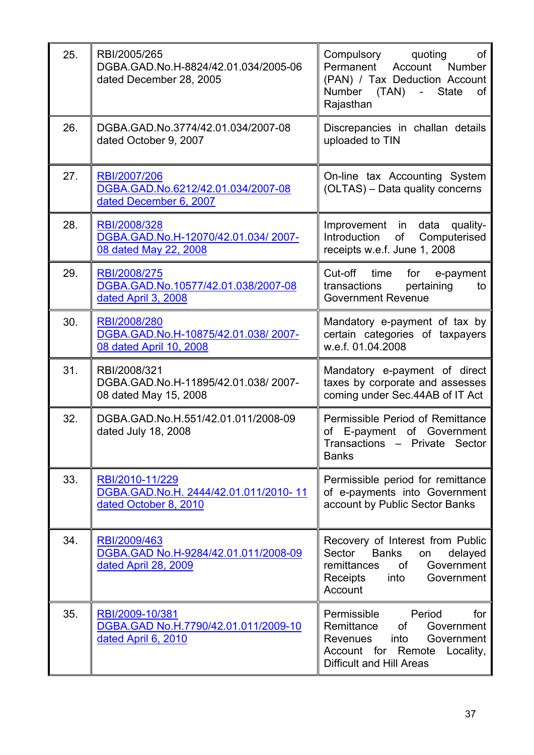| 25. | RBI/2005/265 DGBA.GAD.No.H-8824/42.01.034/2005-06 dated December 28, 2005 | Compulsory quoting of Permanent Account Number (PAN) / Tax Deduction Account Number (TAN) - State of Rajasthan |
|---|---|---|
| 26. | DGBA.GAD.No.3774/42.01.034/2007-08 dated October 9, 2007 | Discrepancies in challan details uploaded to TIN |
| 27. | RBI/2007/206 DGBA.GAD.No.6212/42.01.034/2007-08 dated December 6, 2007 | On-line tax Accounting System (OLTAS) – Data quality concerns |
| 28. | RBI/2008/328 DGBA.GAD.No.H-12070/42.01.034/ 2007-08 dated May 22, 2008 | Improvement in data quality-Introduction of Computerised receipts w.e.f. June 1, 2008 |
| 29. | RBI/2008/275 DGBA.GAD.No.10577/42.01.038/2007-08 dated April 3, 2008 | Cut-off time for e-payment transactions pertaining to Government Revenue |
| 30. | RBI/2008/280 DGBA.GAD.No.H-10875/42.01.038/ 2007-08 dated April 10, 2008 | Mandatory e-payment of tax by certain categories of taxpayers w.e.f. 01.04.2008 |
| 31. | RBI/2008/321 DGBA.GAD.No.H-11895/42.01.038/ 2007-08 dated May 15, 2008 | Mandatory e-payment of direct taxes by corporate and assesses coming under Sec.44AB of IT Act |
| 32. | DGBA.GAD.No.H.551/42.01.011/2008-09 dated July 18, 2008 | Permissible Period of Remittance of E-payment of Government Transactions – Private Sector Banks |
| 33. | RBI/2010-11/229 DGBA.GAD.No.H. 2444/42.01.011/2010- 11 dated October 8, 2010 | Permissible period for remittance of e-payments into Government account by Public Sector Banks |
| 34. | RBI/2009/463 DGBA.GAD No.H-9284/42.01.011/2008-09 dated April 28, 2009 | Recovery of Interest from Public Sector Banks on delayed remittances of Government Receipts into Government Account |
| 35. | RBI/2009-10/381 DGBA.GAD No.H.7790/42.01.011/2009-10 dated April 6, 2010 | Permissible Period for Remittance of Government Revenues into Government Account for Remote Locality, Difficult and Hill Areas |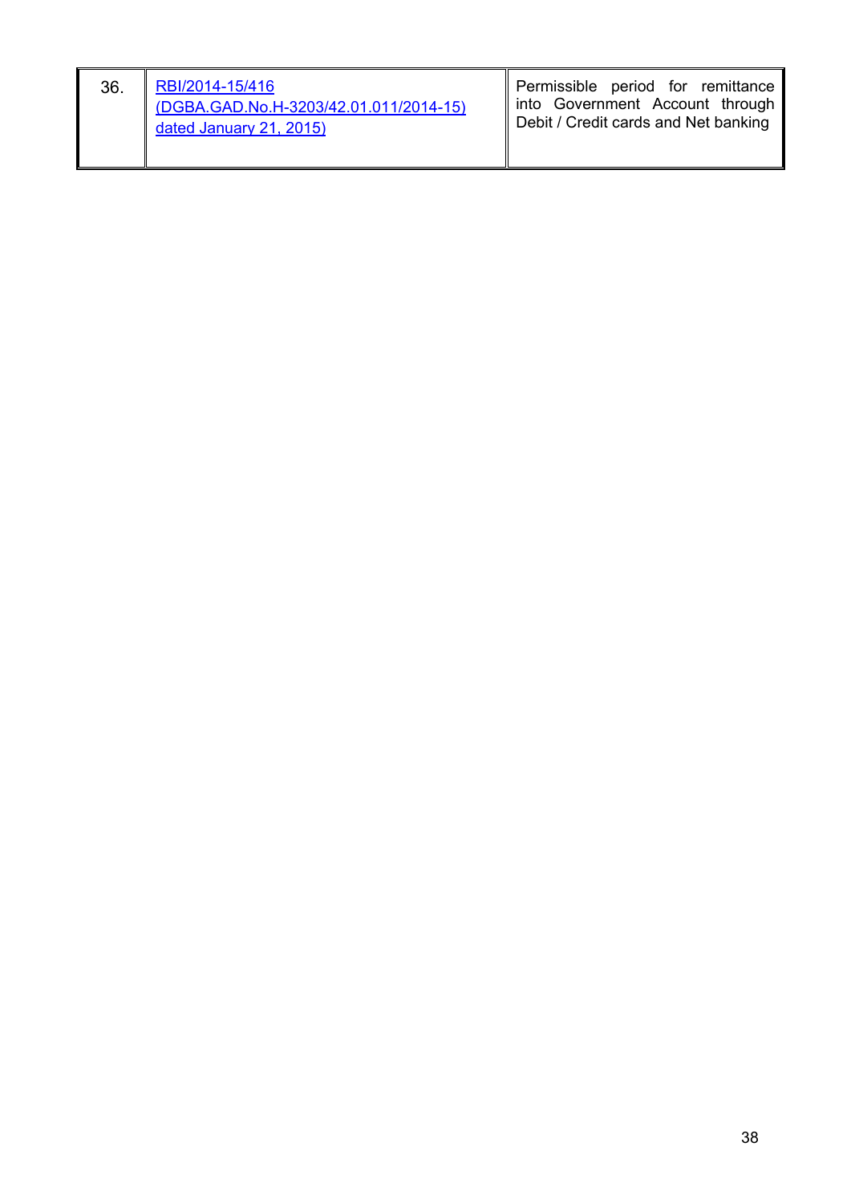| | | |
|---|---|---|
| 36. | RBI/2014-15/416 (DGBA.GAD.No.H-3203/42.01.011/2014-15) dated January 21, 2015) | Permissible period for remittance into Government Account through Debit / Credit cards and Net banking |